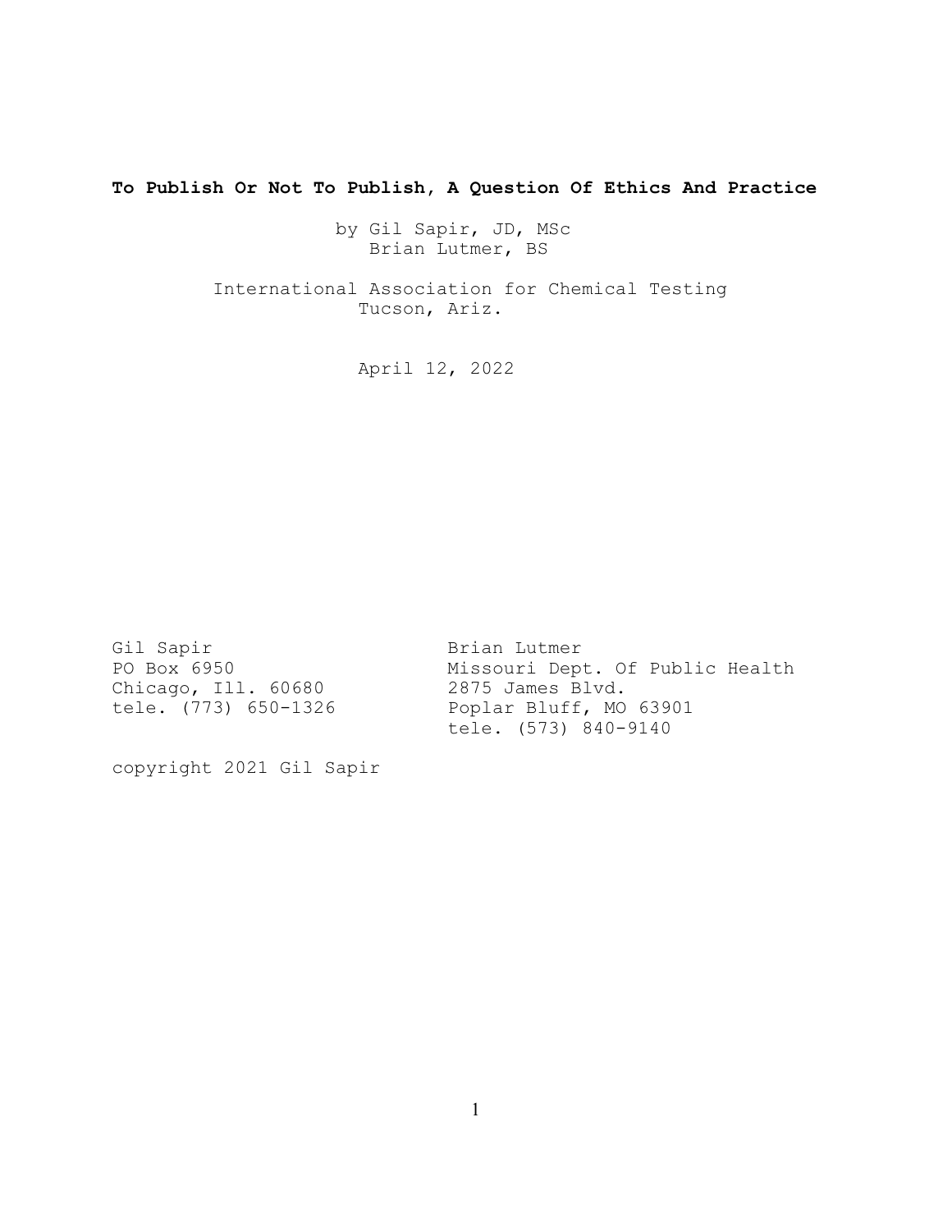**To Publish Or Not To Publish, A Question Of Ethics And Practice**

by Gil Sapir, JD, MSc
Brian Lutmer, BS

International Association for Chemical Testing
Tucson, Ariz.

April 12, 2022

Gil Sapir
PO Box 6950
Chicago, Ill. 60680
tele. (773) 650-1326

Brian Lutmer
Missouri Dept. Of Public Health
2875 James Blvd.
Poplar Bluff, MO 63901
tele. (573) 840-9140

copyright 2021 Gil Sapir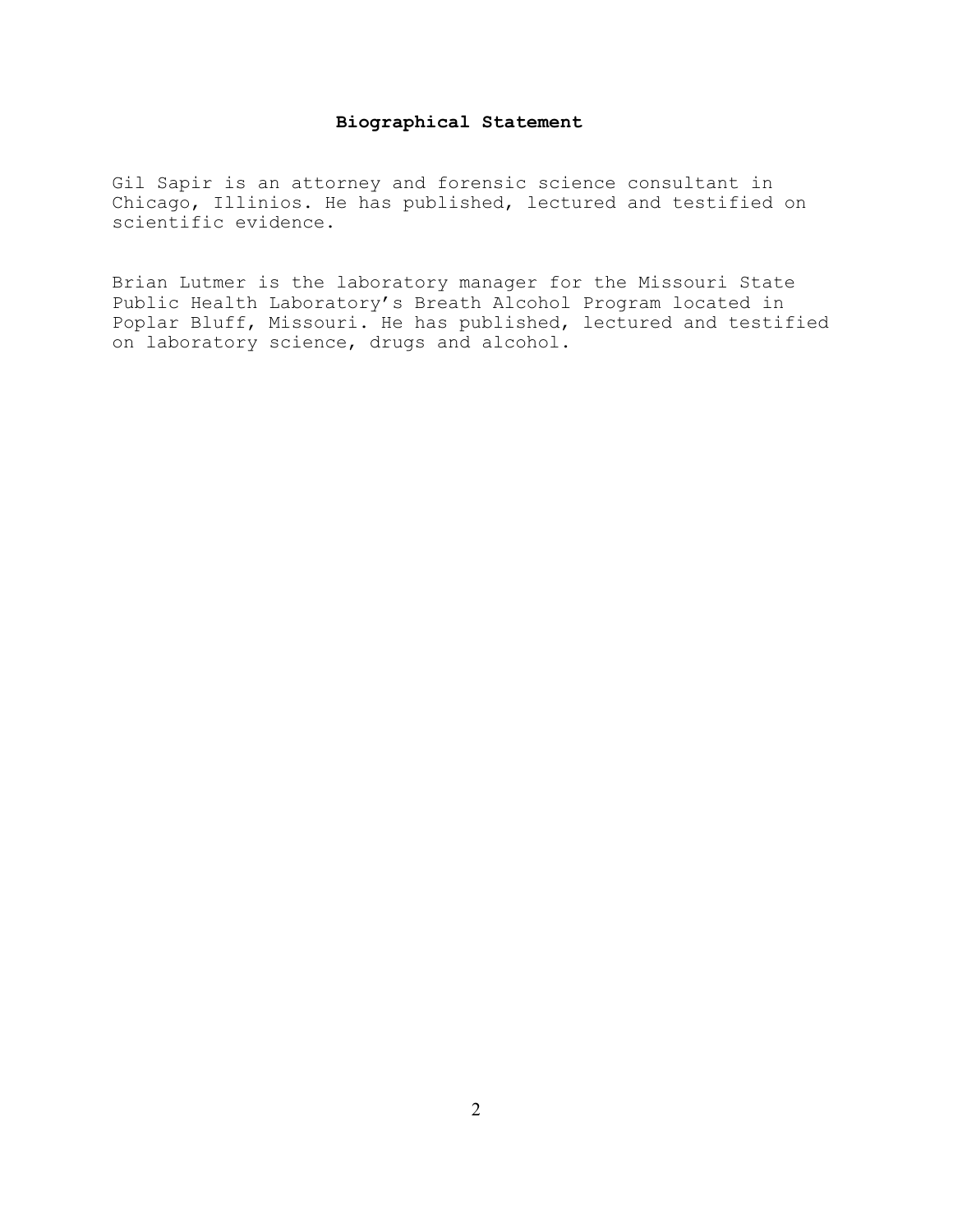## Biographical Statement

Gil Sapir is an attorney and forensic science consultant in Chicago, Illinios. He has published, lectured and testified on scientific evidence.

Brian Lutmer is the laboratory manager for the Missouri State Public Health Laboratory's Breath Alcohol Program located in Poplar Bluff, Missouri. He has published, lectured and testified on laboratory science, drugs and alcohol.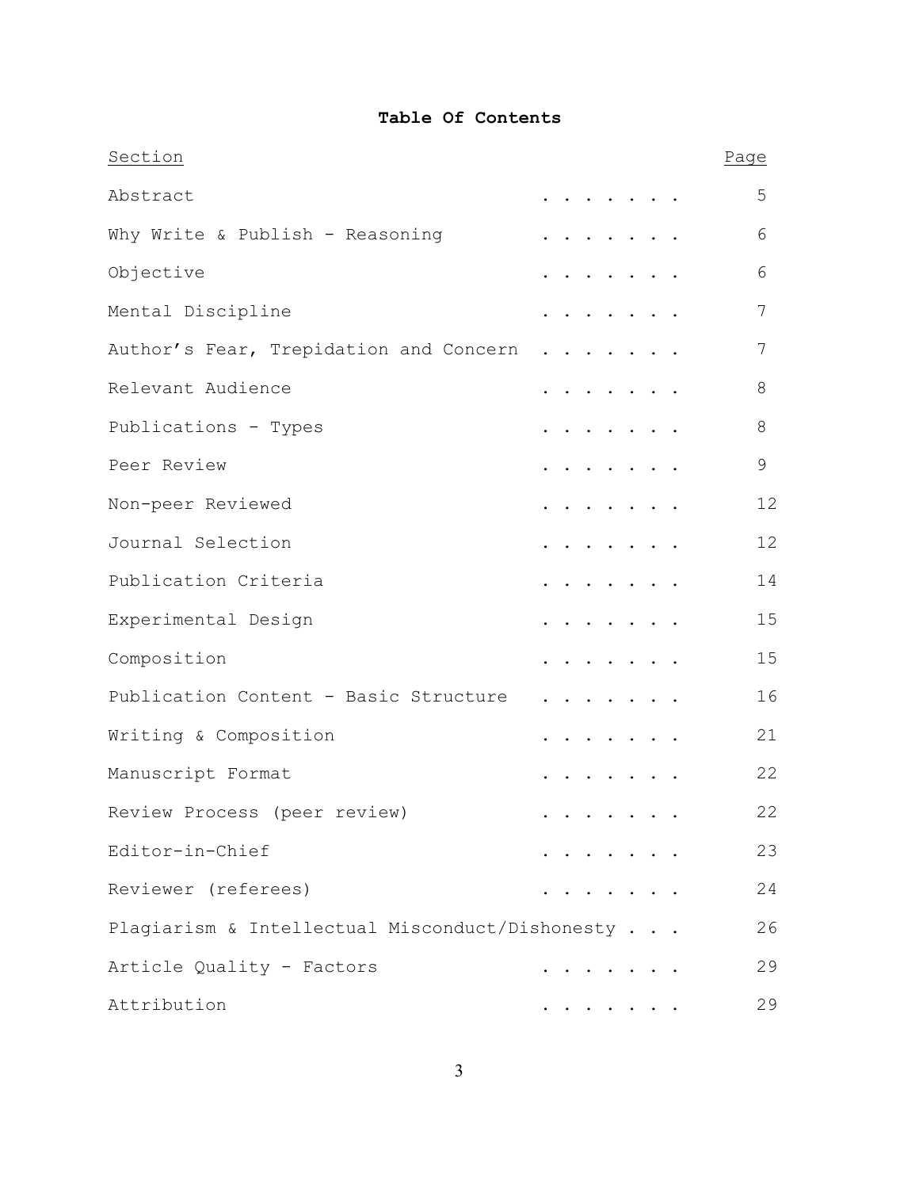# Table Of Contents

| Section | Page |
|---|---|
| Abstract | 5 |
| Why Write & Publish - Reasoning | 6 |
| Objective | 6 |
| Mental Discipline | 7 |
| Author's Fear, Trepidation and Concern | 7 |
| Relevant Audience | 8 |
| Publications - Types | 8 |
| Peer Review | 9 |
| Non-peer Reviewed | 12 |
| Journal Selection | 12 |
| Publication Criteria | 14 |
| Experimental Design | 15 |
| Composition | 15 |
| Publication Content - Basic Structure | 16 |
| Writing & Composition | 21 |
| Manuscript Format | 22 |
| Review Process (peer review) | 22 |
| Editor-in-Chief | 23 |
| Reviewer (referees) | 24 |
| Plagiarism & Intellectual Misconduct/Dishonesty | 26 |
| Article Quality - Factors | 29 |
| Attribution | 29 |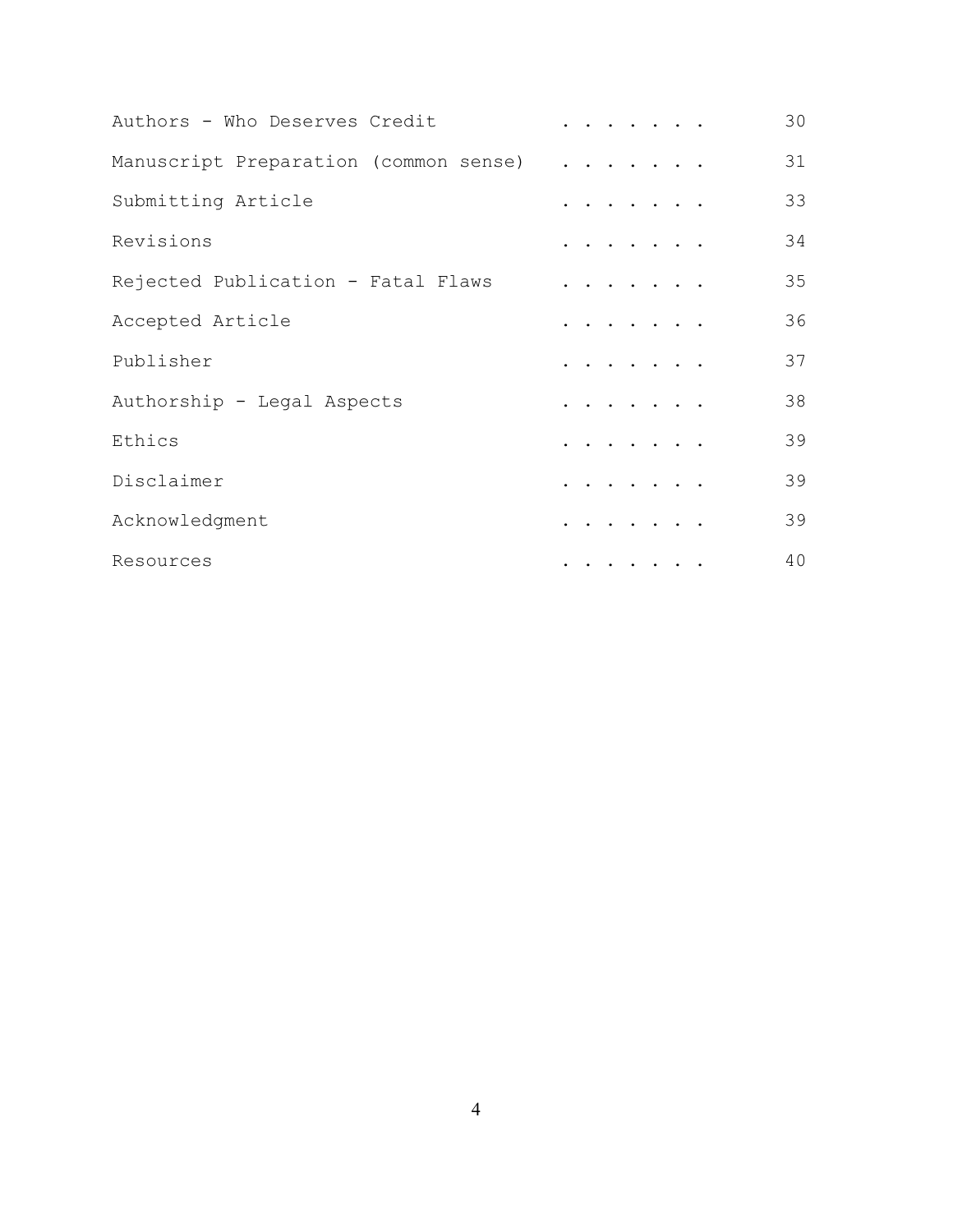| | |
|---|---|
| Authors - Who Deserves Credit | 30 |
| Manuscript Preparation (common sense) | 31 |
| Submitting Article | 33 |
| Revisions | 34 |
| Rejected Publication - Fatal Flaws | 35 |
| Accepted Article | 36 |
| Publisher | 37 |
| Authorship - Legal Aspects | 38 |
| Ethics | 39 |
| Disclaimer | 39 |
| Acknowledgment | 39 |
| Resources | 40 |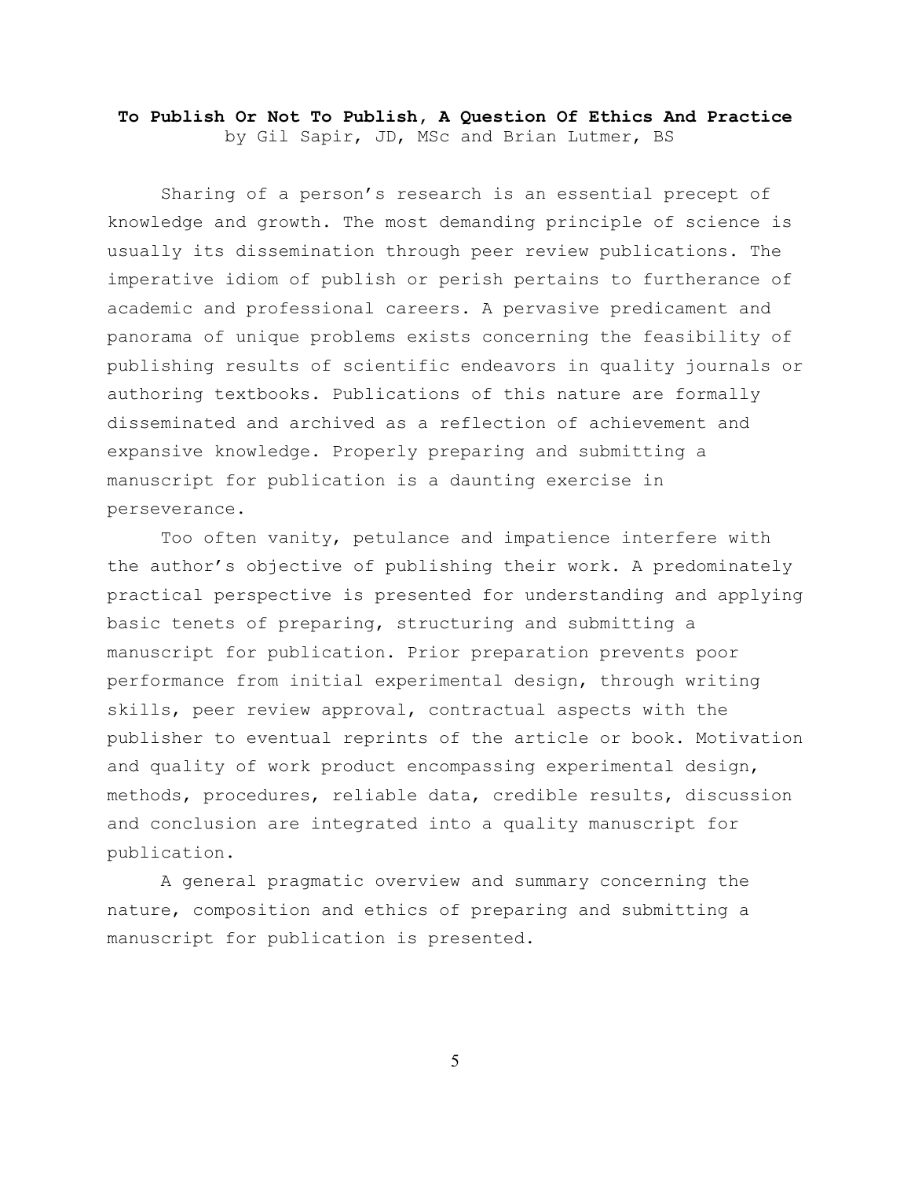**To Publish Or Not To Publish, A Question Of Ethics And Practice**

by Gil Sapir, JD, MSc and Brian Lutmer, BS

Sharing of a person's research is an essential precept of knowledge and growth. The most demanding principle of science is usually its dissemination through peer review publications. The imperative idiom of publish or perish pertains to furtherance of academic and professional careers. A pervasive predicament and panorama of unique problems exists concerning the feasibility of publishing results of scientific endeavors in quality journals or authoring textbooks. Publications of this nature are formally disseminated and archived as a reflection of achievement and expansive knowledge. Properly preparing and submitting a manuscript for publication is a daunting exercise in perseverance.

Too often vanity, petulance and impatience interfere with the author's objective of publishing their work. A predominately practical perspective is presented for understanding and applying basic tenets of preparing, structuring and submitting a manuscript for publication. Prior preparation prevents poor performance from initial experimental design, through writing skills, peer review approval, contractual aspects with the publisher to eventual reprints of the article or book. Motivation and quality of work product encompassing experimental design, methods, procedures, reliable data, credible results, discussion and conclusion are integrated into a quality manuscript for publication.

A general pragmatic overview and summary concerning the nature, composition and ethics of preparing and submitting a manuscript for publication is presented.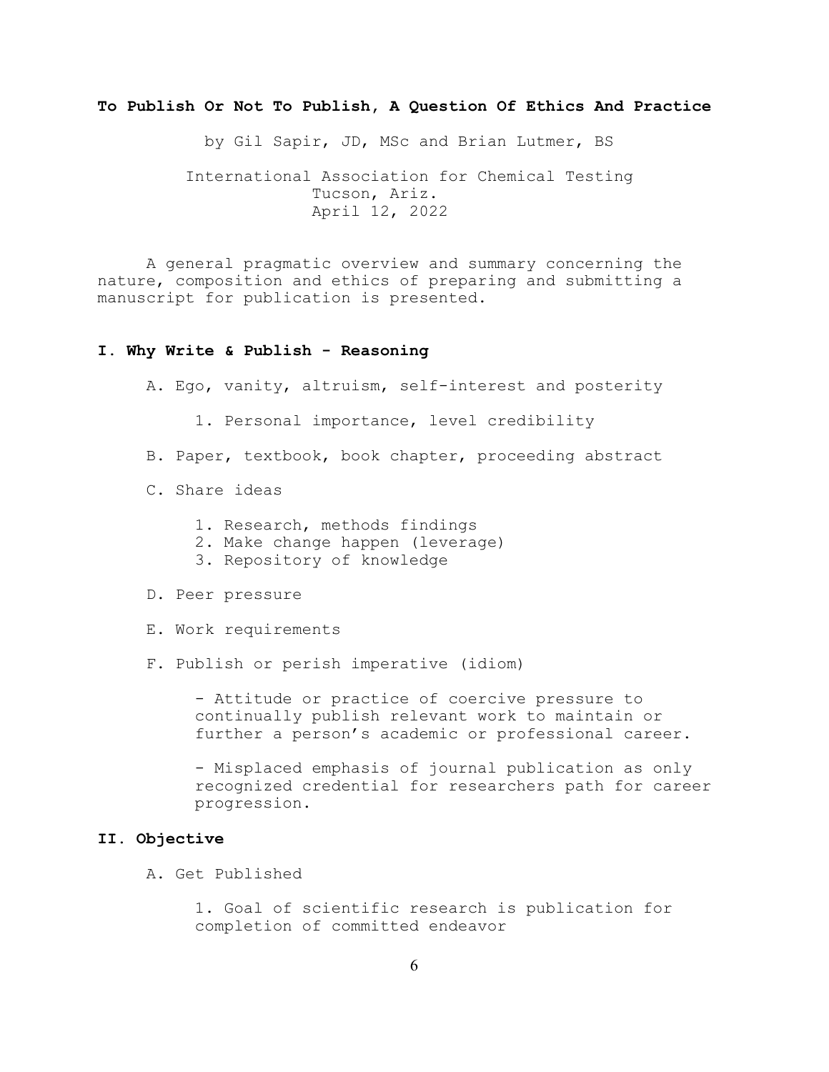## To Publish Or Not To Publish, A Question Of Ethics And Practice

by Gil Sapir, JD, MSc and Brian Lutmer, BS

International Association for Chemical Testing
Tucson, Ariz.
April 12, 2022

A general pragmatic overview and summary concerning the nature, composition and ethics of preparing and submitting a manuscript for publication is presented.

### I. Why Write & Publish - Reasoning

A. Ego, vanity, altruism, self-interest and posterity

1. Personal importance, level credibility

B. Paper, textbook, book chapter, proceeding abstract

C. Share ideas

1. Research, methods findings
2. Make change happen (leverage)
3. Repository of knowledge

D. Peer pressure

E. Work requirements

F. Publish or perish imperative (idiom)

- Attitude or practice of coercive pressure to continually publish relevant work to maintain or further a person's academic or professional career.

- Misplaced emphasis of journal publication as only recognized credential for researchers path for career progression.

### II. Objective

A. Get Published

1. Goal of scientific research is publication for completion of committed endeavor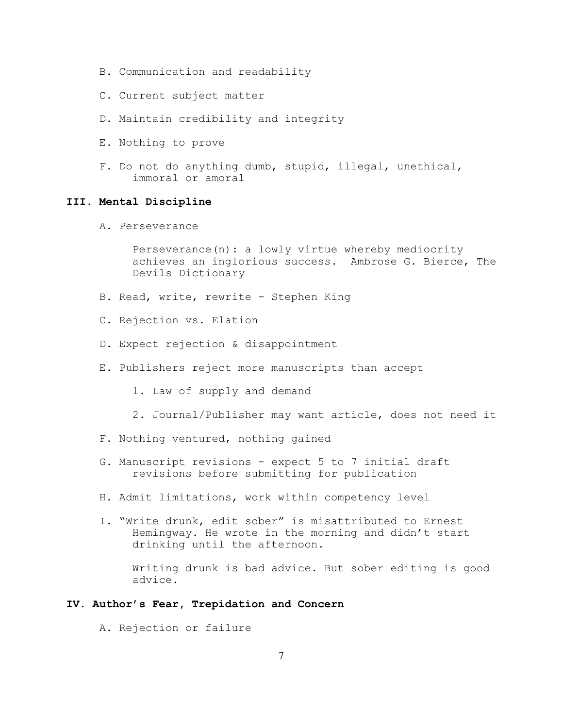B. Communication and readability

C. Current subject matter

D. Maintain credibility and integrity

E. Nothing to prove

F. Do not do anything dumb, stupid, illegal, unethical, immoral or amoral

## III. Mental Discipline

A. Perseverance

> Perseverance(n): a lowly virtue whereby mediocrity achieves an inglorious success. Ambrose G. Bierce, The Devils Dictionary

B. Read, write, rewrite - Stephen King

C. Rejection vs. Elation

D. Expect rejection & disappointment

E. Publishers reject more manuscripts than accept

1. Law of supply and demand

2. Journal/Publisher may want article, does not need it

F. Nothing ventured, nothing gained

G. Manuscript revisions - expect 5 to 7 initial draft revisions before submitting for publication

H. Admit limitations, work within competency level

I. "Write drunk, edit sober" is misattributed to Ernest Hemingway. He wrote in the morning and didn't start drinking until the afternoon.

> Writing drunk is bad advice. But sober editing is good advice.

## IV. Author's Fear, Trepidation and Concern

A. Rejection or failure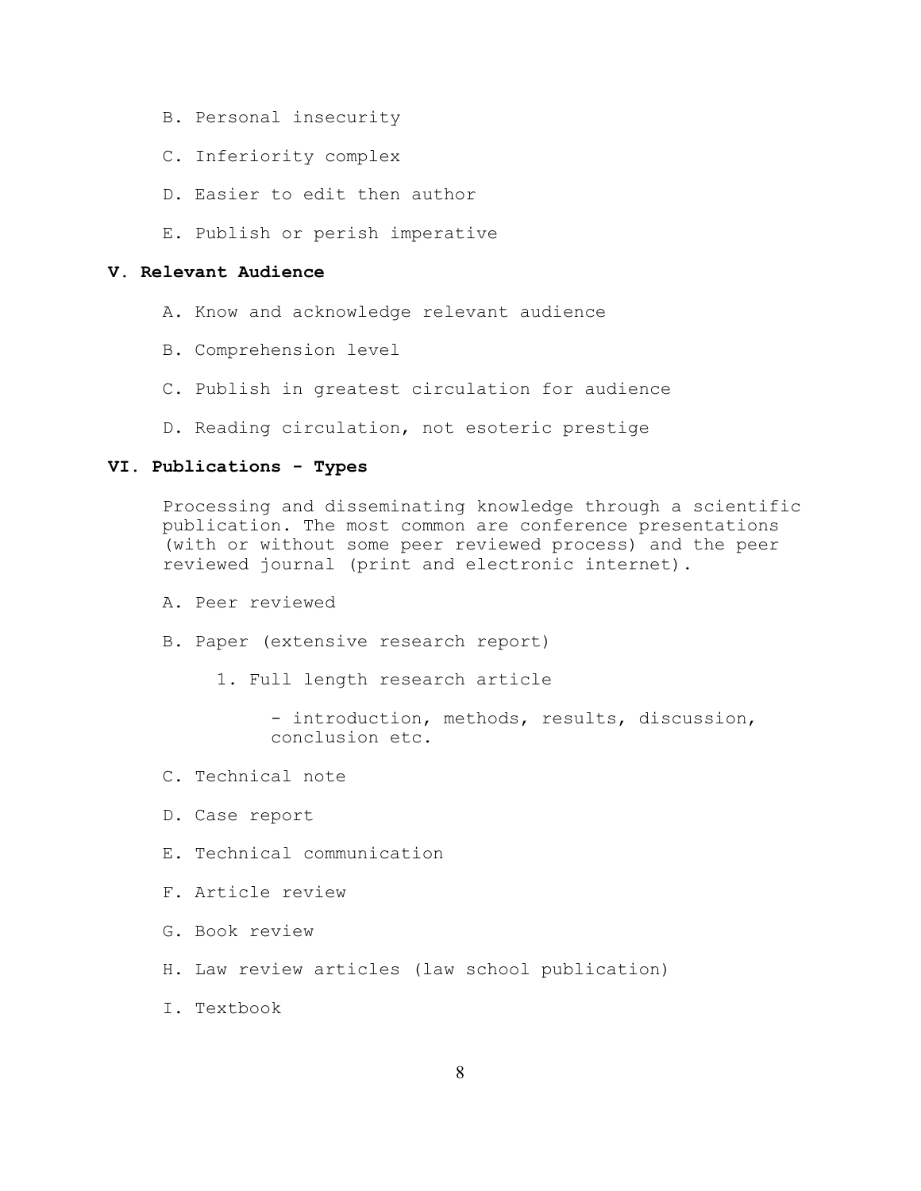B. Personal insecurity

C. Inferiority complex

D. Easier to edit then author

E. Publish or perish imperative

## V. Relevant Audience

A. Know and acknowledge relevant audience

B. Comprehension level

C. Publish in greatest circulation for audience

D. Reading circulation, not esoteric prestige

## VI. Publications - Types

Processing and disseminating knowledge through a scientific publication. The most common are conference presentations (with or without some peer reviewed process) and the peer reviewed journal (print and electronic internet).

A. Peer reviewed

B. Paper (extensive research report)

1. Full length research article

   - introduction, methods, results, discussion, conclusion etc.

C. Technical note

D. Case report

E. Technical communication

F. Article review

G. Book review

H. Law review articles (law school publication)

I. Textbook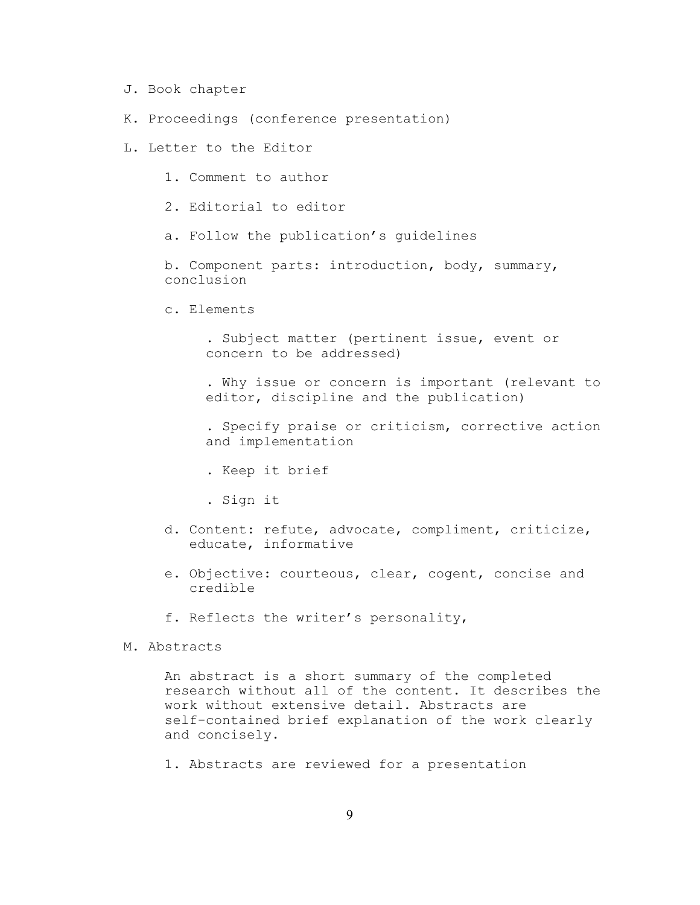J. Book chapter

K. Proceedings (conference presentation)

L. Letter to the Editor

1. Comment to author

2. Editorial to editor

a. Follow the publication's guidelines

b. Component parts: introduction, body, summary, conclusion

c. Elements

. Subject matter (pertinent issue, event or concern to be addressed)

. Why issue or concern is important (relevant to editor, discipline and the publication)

. Specify praise or criticism, corrective action and implementation

. Keep it brief

. Sign it

d. Content: refute, advocate, compliment, criticize, educate, informative

e. Objective: courteous, clear, cogent, concise and credible

f. Reflects the writer's personality,

M. Abstracts

An abstract is a short summary of the completed research without all of the content. It describes the work without extensive detail. Abstracts are self-contained brief explanation of the work clearly and concisely.

1. Abstracts are reviewed for a presentation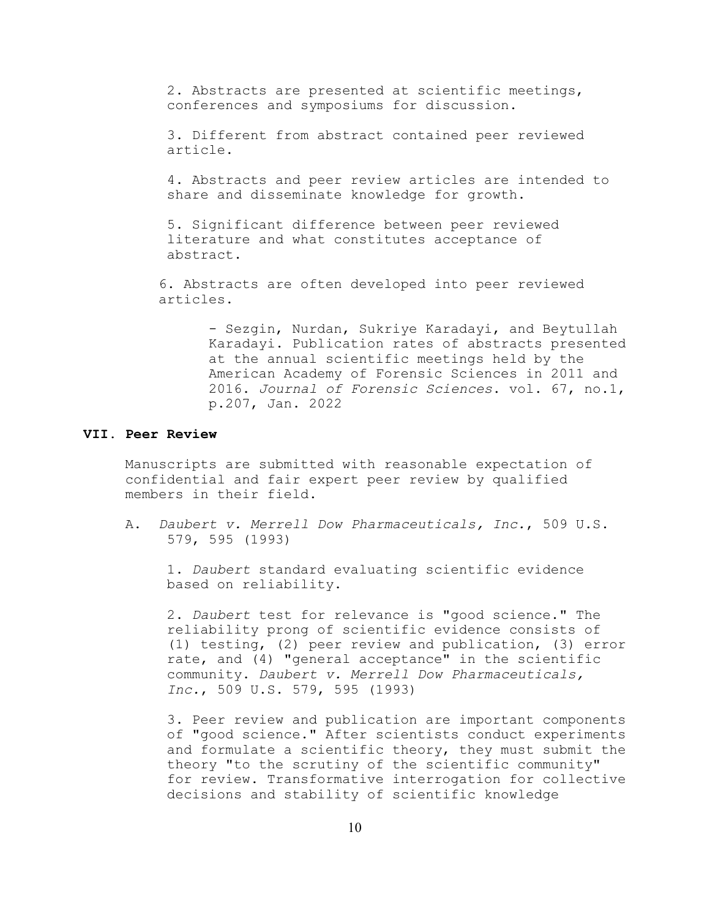2. Abstracts are presented at scientific meetings, conferences and symposiums for discussion.

3. Different from abstract contained peer reviewed article.

4. Abstracts and peer review articles are intended to share and disseminate knowledge for growth.

5. Significant difference between peer reviewed literature and what constitutes acceptance of abstract.

6. Abstracts are often developed into peer reviewed articles.

- Sezgin, Nurdan, Sukriye Karadayi, and Beytullah Karadayi. Publication rates of abstracts presented at the annual scientific meetings held by the American Academy of Forensic Sciences in 2011 and 2016. *Journal of Forensic Sciences*. vol. 67, no.1, p.207, Jan. 2022

## VII. Peer Review

Manuscripts are submitted with reasonable expectation of confidential and fair expert peer review by qualified members in their field.

A. *Daubert v. Merrell Dow Pharmaceuticals, Inc.*, 509 U.S. 579, 595 (1993)

1. *Daubert* standard evaluating scientific evidence based on reliability.

2. *Daubert* test for relevance is "good science." The reliability prong of scientific evidence consists of (1) testing, (2) peer review and publication, (3) error rate, and (4) "general acceptance" in the scientific community. *Daubert v. Merrell Dow Pharmaceuticals, Inc.*, 509 U.S. 579, 595 (1993)

3. Peer review and publication are important components of "good science." After scientists conduct experiments and formulate a scientific theory, they must submit the theory "to the scrutiny of the scientific community" for review. Transformative interrogation for collective decisions and stability of scientific knowledge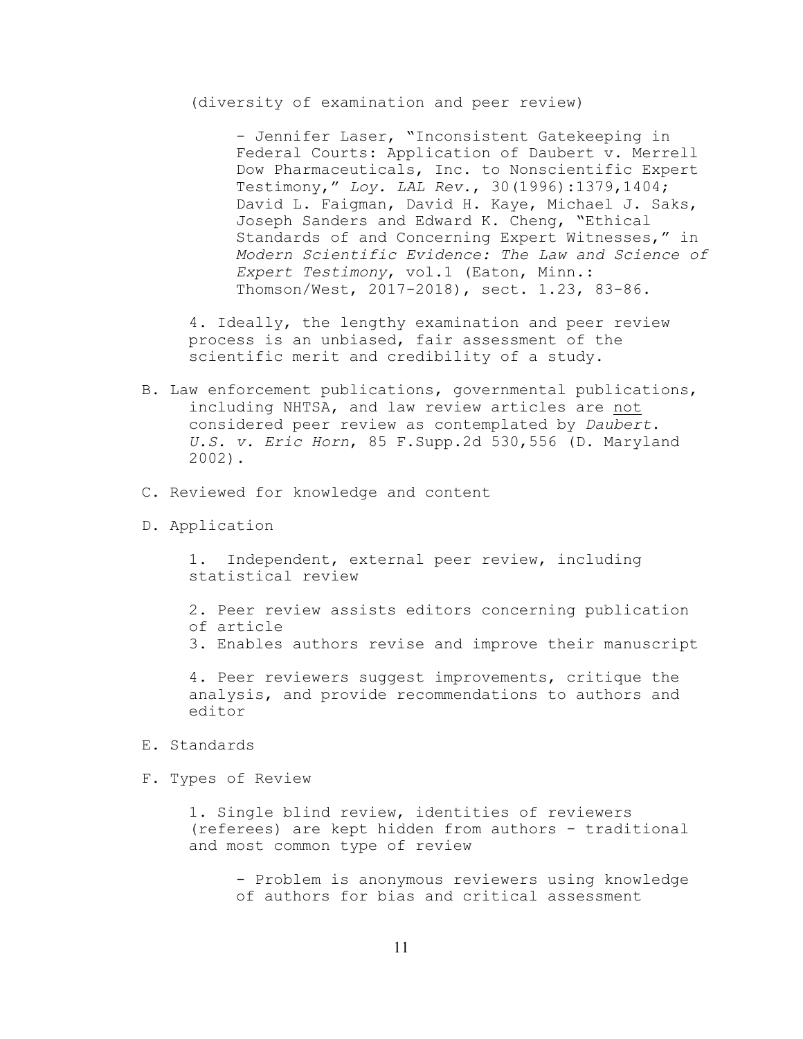(diversity of examination and peer review)

- Jennifer Laser, "Inconsistent Gatekeeping in Federal Courts: Application of Daubert v. Merrell Dow Pharmaceuticals, Inc. to Nonscientific Expert Testimony," *Loy. LAL Rev.*, 30(1996):1379,1404; David L. Faigman, David H. Kaye, Michael J. Saks, Joseph Sanders and Edward K. Cheng, "Ethical Standards of and Concerning Expert Witnesses," in *Modern Scientific Evidence: The Law and Science of Expert Testimony*, vol.1 (Eaton, Minn.: Thomson/West, 2017-2018), sect. 1.23, 83-86.

4. Ideally, the lengthy examination and peer review process is an unbiased, fair assessment of the scientific merit and credibility of a study.

B. Law enforcement publications, governmental publications, including NHTSA, and law review articles are <u>not</u> considered peer review as contemplated by *Daubert*. *U.S. v. Eric Horn*, 85 F.Supp.2d 530,556 (D. Maryland 2002).

C. Reviewed for knowledge and content

D. Application

1. Independent, external peer review, including statistical review

2. Peer review assists editors concerning publication of article

3. Enables authors revise and improve their manuscript

4. Peer reviewers suggest improvements, critique the analysis, and provide recommendations to authors and editor

E. Standards

F. Types of Review

1. Single blind review, identities of reviewers (referees) are kept hidden from authors - traditional and most common type of review

- Problem is anonymous reviewers using knowledge of authors for bias and critical assessment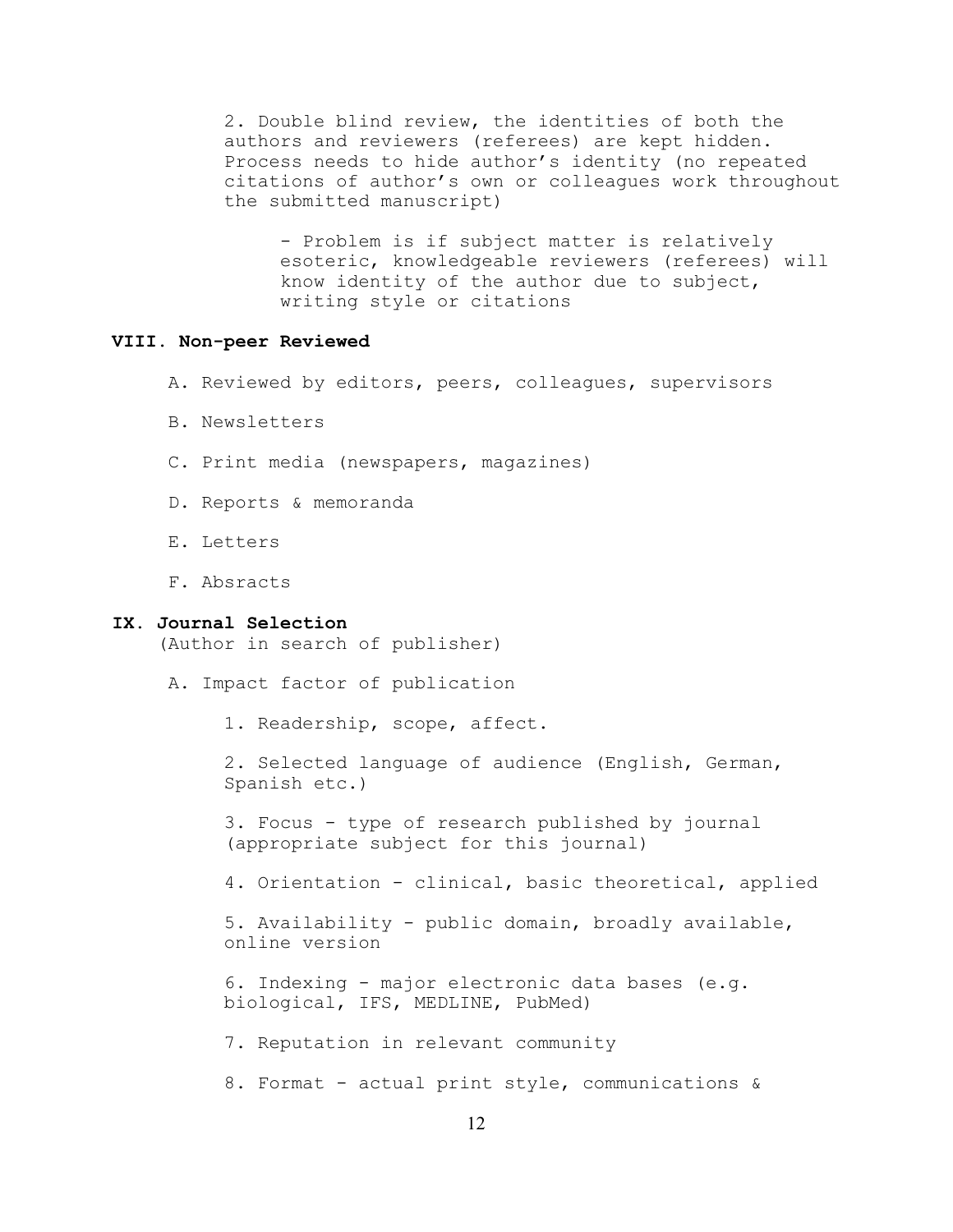2. Double blind review, the identities of both the authors and reviewers (referees) are kept hidden. Process needs to hide author's identity (no repeated citations of author's own or colleagues work throughout the submitted manuscript)

- Problem is if subject matter is relatively esoteric, knowledgeable reviewers (referees) will know identity of the author due to subject, writing style or citations

## VIII. Non-peer Reviewed

A. Reviewed by editors, peers, colleagues, supervisors

B. Newsletters

C. Print media (newspapers, magazines)

D. Reports & memoranda

E. Letters

F. Absracts

## IX. Journal Selection

(Author in search of publisher)

A. Impact factor of publication

1. Readership, scope, affect.

2. Selected language of audience (English, German, Spanish etc.)

3. Focus - type of research published by journal (appropriate subject for this journal)

4. Orientation - clinical, basic theoretical, applied

5. Availability - public domain, broadly available, online version

6. Indexing - major electronic data bases (e.g. biological, IFS, MEDLINE, PubMed)

7. Reputation in relevant community

8. Format - actual print style, communications &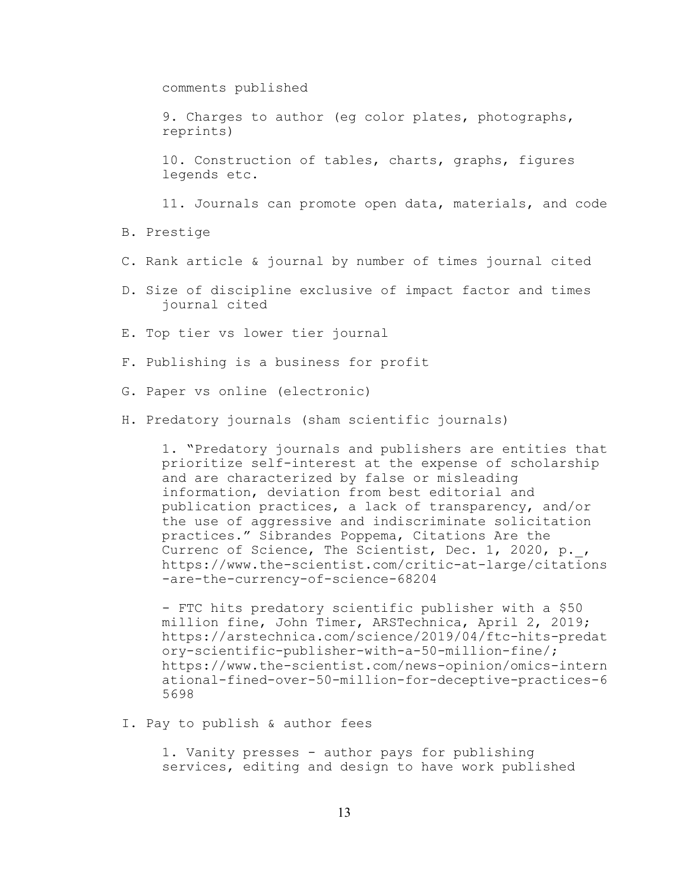comments published

9. Charges to author (eg color plates, photographs, reprints)

10. Construction of tables, charts, graphs, figures legends etc.

11. Journals can promote open data, materials, and code

B. Prestige

C. Rank article & journal by number of times journal cited

D. Size of discipline exclusive of impact factor and times journal cited

E. Top tier vs lower tier journal

F. Publishing is a business for profit

G. Paper vs online (electronic)

H. Predatory journals (sham scientific journals)

1. "Predatory journals and publishers are entities that prioritize self-interest at the expense of scholarship and are characterized by false or misleading information, deviation from best editorial and publication practices, a lack of transparency, and/or the use of aggressive and indiscriminate solicitation practices." Sibrandes Poppema, Citations Are the Currenc of Science, The Scientist, Dec. 1, 2020, p._, https://www.the-scientist.com/critic-at-large/citations-are-the-currency-of-science-68204

- FTC hits predatory scientific publisher with a $50 million fine, John Timer, ARSTechnica, April 2, 2019; https://arstechnica.com/science/2019/04/ftc-hits-predatory-scientific-publisher-with-a-50-million-fine/; https://www.the-scientist.com/news-opinion/omics-international-fined-over-50-million-for-deceptive-practices-65698

I. Pay to publish & author fees

1. Vanity presses - author pays for publishing services, editing and design to have work published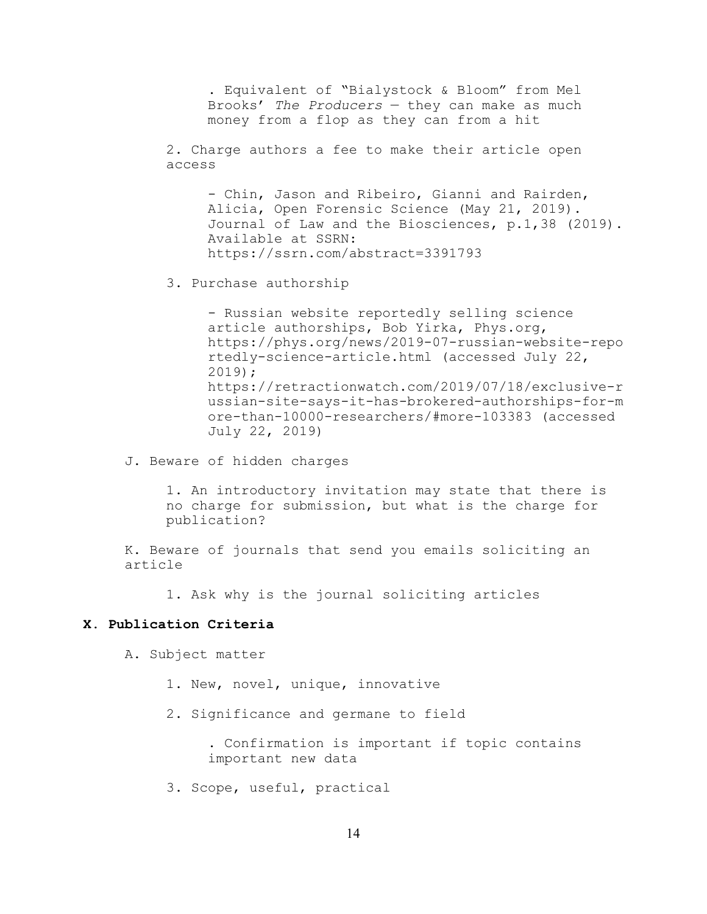. Equivalent of "Bialystock & Bloom" from Mel Brooks' *The Producers* — they can make as much money from a flop as they can from a hit

2. Charge authors a fee to make their article open access

   - Chin, Jason and Ribeiro, Gianni and Rairden, Alicia, Open Forensic Science (May 21, 2019). Journal of Law and the Biosciences, p.1,38 (2019). Available at SSRN: https://ssrn.com/abstract=3391793

3. Purchase authorship

   - Russian website reportedly selling science article authorships, Bob Yirka, Phys.org, https://phys.org/news/2019-07-russian-website-reportedly-science-article.html (accessed July 22, 2019); https://retractionwatch.com/2019/07/18/exclusive-russian-site-says-it-has-brokered-authorships-for-more-than-10000-researchers/#more-103383 (accessed July 22, 2019)

J. Beware of hidden charges

1. An introductory invitation may state that there is no charge for submission, but what is the charge for publication?

K. Beware of journals that send you emails soliciting an article

1. Ask why is the journal soliciting articles

## X. Publication Criteria

A. Subject matter

1. New, novel, unique, innovative

2. Significance and germane to field

   . Confirmation is important if topic contains important new data

3. Scope, useful, practical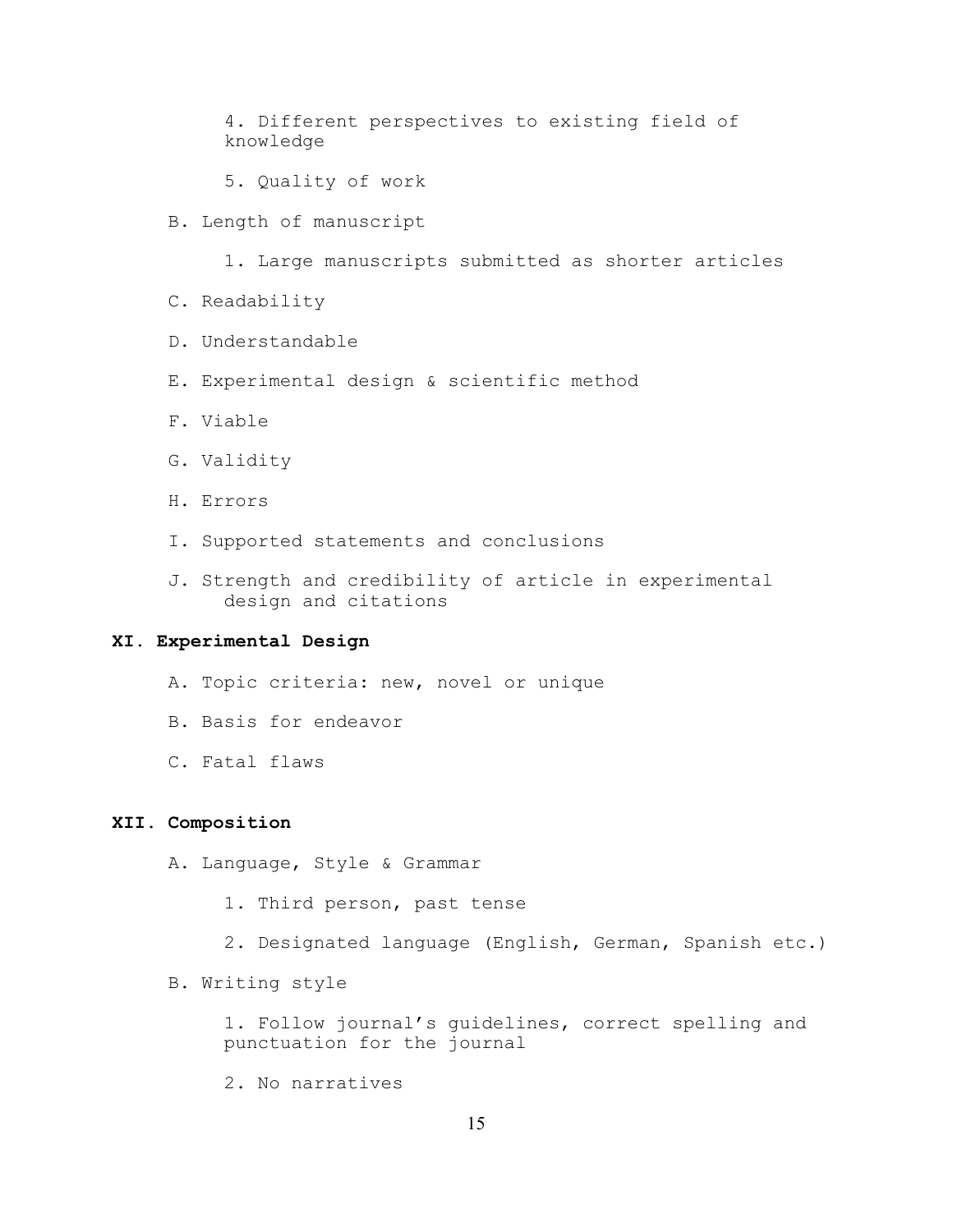4. Different perspectives to existing field of knowledge

5. Quality of work

B. Length of manuscript

1. Large manuscripts submitted as shorter articles

C. Readability

D. Understandable

E. Experimental design & scientific method

F. Viable

G. Validity

H. Errors

I. Supported statements and conclusions

J. Strength and credibility of article in experimental design and citations

## XI. Experimental Design

A. Topic criteria: new, novel or unique

B. Basis for endeavor

C. Fatal flaws

## XII. Composition

A. Language, Style & Grammar

1. Third person, past tense

2. Designated language (English, German, Spanish etc.)

B. Writing style

1. Follow journal's guidelines, correct spelling and punctuation for the journal

2. No narratives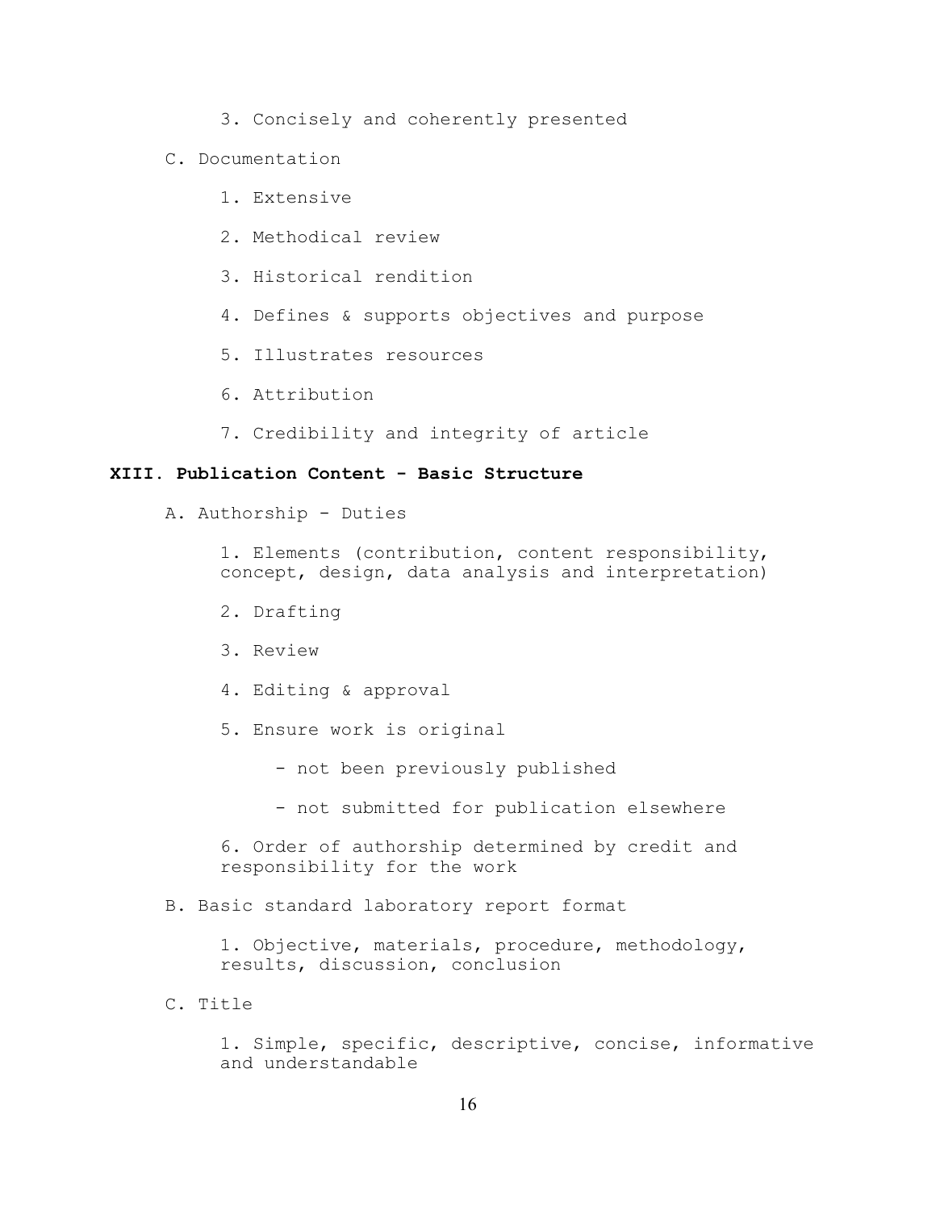3. Concisely and coherently presented

C. Documentation

1. Extensive
2. Methodical review
3. Historical rendition
4. Defines & supports objectives and purpose
5. Illustrates resources
6. Attribution
7. Credibility and integrity of article

## XIII. Publication Content - Basic Structure

A. Authorship - Duties

1. Elements (contribution, content responsibility, concept, design, data analysis and interpretation)
2. Drafting
3. Review
4. Editing & approval
5. Ensure work is original
    - not been previously published
    - not submitted for publication elsewhere
6. Order of authorship determined by credit and responsibility for the work

B. Basic standard laboratory report format

1. Objective, materials, procedure, methodology, results, discussion, conclusion

C. Title

1. Simple, specific, descriptive, concise, informative and understandable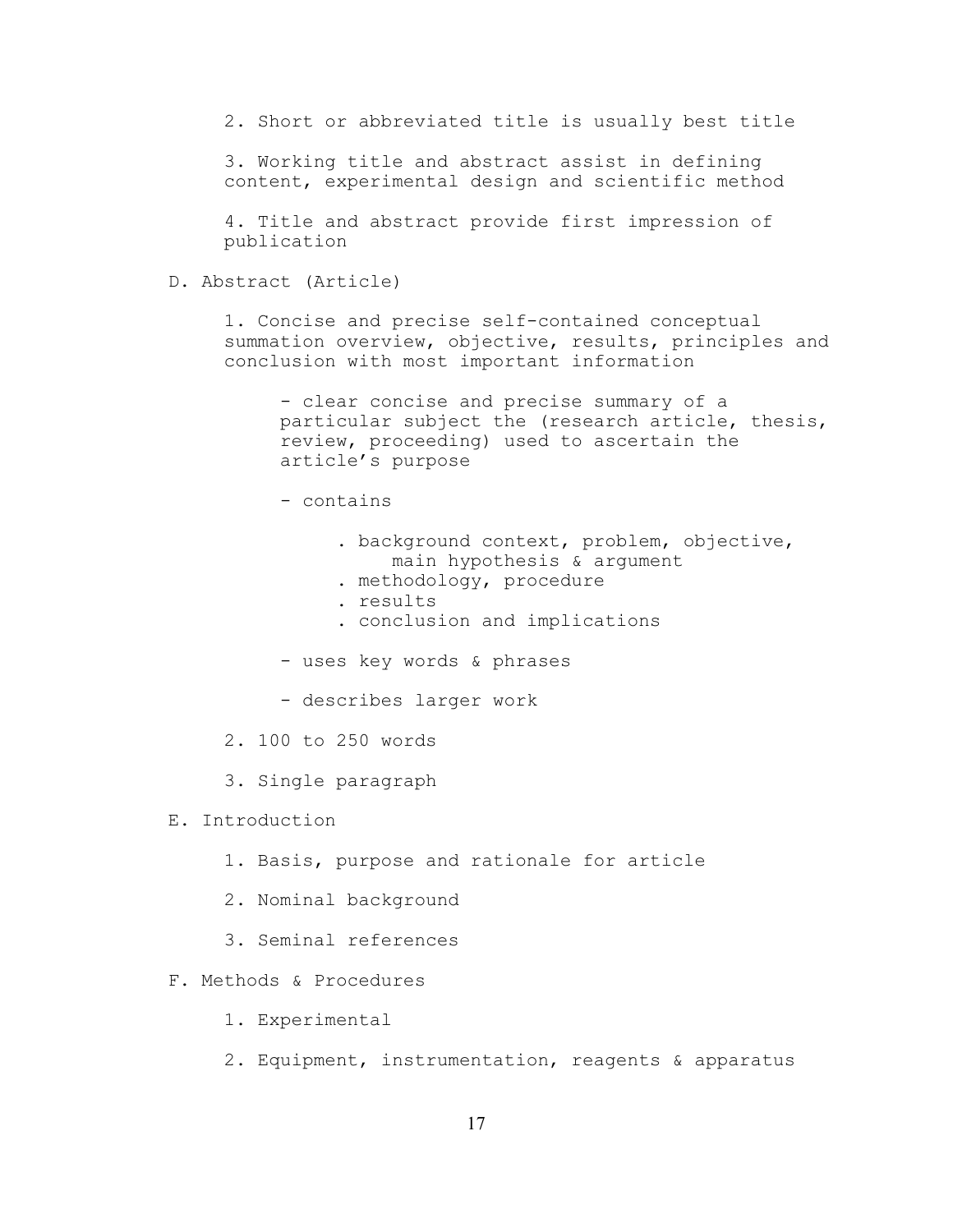2. Short or abbreviated title is usually best title

3. Working title and abstract assist in defining content, experimental design and scientific method

4. Title and abstract provide first impression of publication

D. Abstract (Article)

1. Concise and precise self-contained conceptual summation overview, objective, results, principles and conclusion with most important information

   - clear concise and precise summary of a particular subject the (research article, thesis, review, proceeding) used to ascertain the article's purpose

   - contains

     . background context, problem, objective, main hypothesis & argument
     . methodology, procedure
     . results
     . conclusion and implications

   - uses key words & phrases

   - describes larger work

2. 100 to 250 words

3. Single paragraph

E. Introduction

1. Basis, purpose and rationale for article

2. Nominal background

3. Seminal references

F. Methods & Procedures

1. Experimental

2. Equipment, instrumentation, reagents & apparatus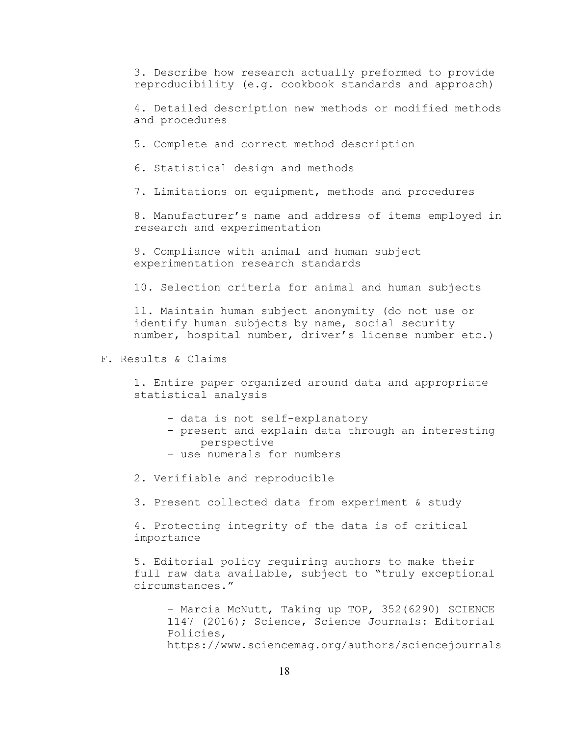3. Describe how research actually preformed to provide reproducibility (e.g. cookbook standards and approach)

4. Detailed description new methods or modified methods and procedures

5. Complete and correct method description

6. Statistical design and methods

7. Limitations on equipment, methods and procedures

8. Manufacturer's name and address of items employed in research and experimentation

9. Compliance with animal and human subject experimentation research standards

10. Selection criteria for animal and human subjects

11. Maintain human subject anonymity (do not use or identify human subjects by name, social security number, hospital number, driver's license number etc.)

F. Results & Claims

1. Entire paper organized around data and appropriate statistical analysis

   - data is not self-explanatory
   - present and explain data through an interesting perspective
   - use numerals for numbers

2. Verifiable and reproducible

3. Present collected data from experiment & study

4. Protecting integrity of the data is of critical importance

5. Editorial policy requiring authors to make their full raw data available, subject to "truly exceptional circumstances."

   - Marcia McNutt, Taking up TOP, 352(6290) SCIENCE 1147 (2016); Science, Science Journals: Editorial Policies, https://www.sciencemag.org/authors/sciencejournals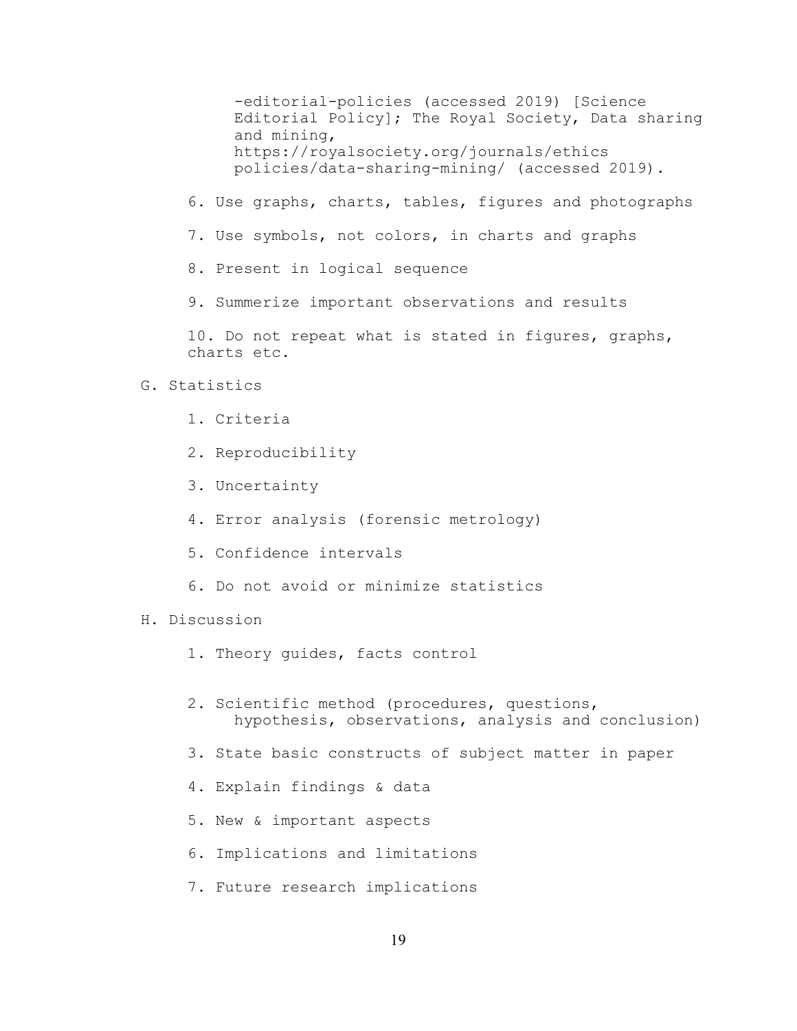-editorial-policies (accessed 2019) [Science Editorial Policy]; The Royal Society, Data sharing and mining, https://royalsociety.org/journals/ethics policies/data-sharing-mining/ (accessed 2019).

6. Use graphs, charts, tables, figures and photographs

7. Use symbols, not colors, in charts and graphs

8. Present in logical sequence

9. Summerize important observations and results

10. Do not repeat what is stated in figures, graphs, charts etc.

G. Statistics

1. Criteria

2. Reproducibility

3. Uncertainty

4. Error analysis (forensic metrology)

5. Confidence intervals

6. Do not avoid or minimize statistics

H. Discussion

1. Theory guides, facts control

2. Scientific method (procedures, questions, hypothesis, observations, analysis and conclusion)

3. State basic constructs of subject matter in paper

4. Explain findings & data

5. New & important aspects

6. Implications and limitations

7. Future research implications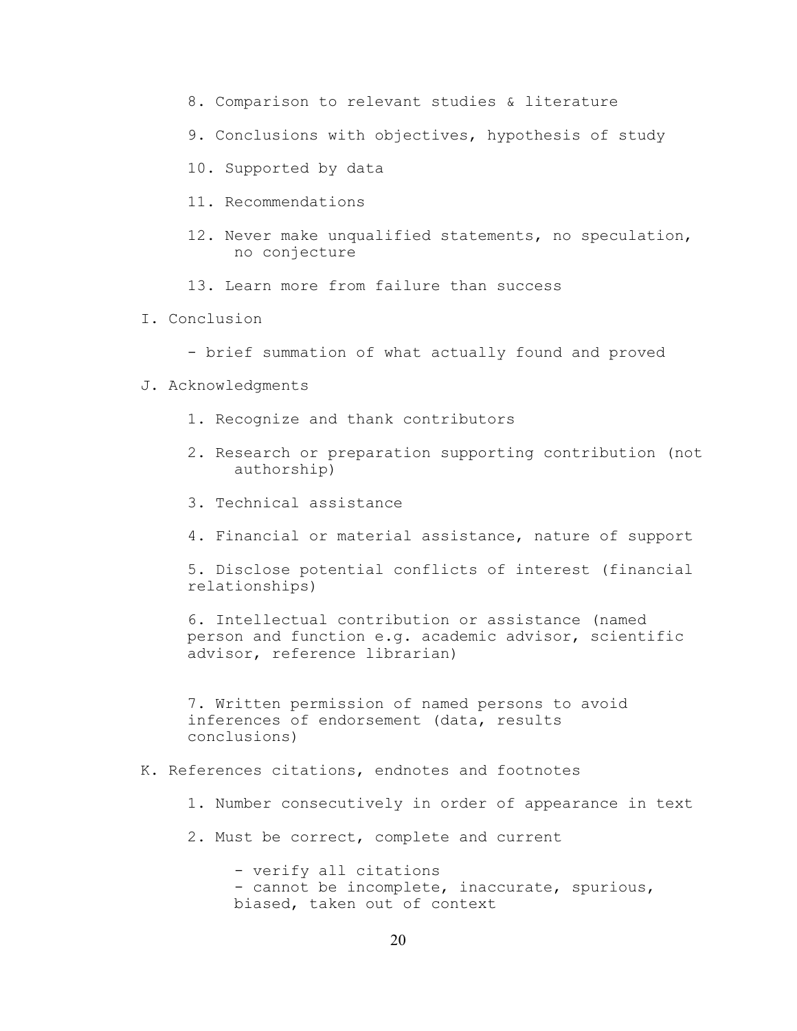8. Comparison to relevant studies & literature

9. Conclusions with objectives, hypothesis of study

10. Supported by data

11. Recommendations

12. Never make unqualified statements, no speculation, no conjecture

13. Learn more from failure than success

I. Conclusion

- brief summation of what actually found and proved

J. Acknowledgments

1. Recognize and thank contributors

2. Research or preparation supporting contribution (not authorship)

3. Technical assistance

4. Financial or material assistance, nature of support

5. Disclose potential conflicts of interest (financial relationships)

6. Intellectual contribution or assistance (named person and function e.g. academic advisor, scientific advisor, reference librarian)

7. Written permission of named persons to avoid inferences of endorsement (data, results conclusions)

K. References citations, endnotes and footnotes

1. Number consecutively in order of appearance in text

2. Must be correct, complete and current

- verify all citations
- cannot be incomplete, inaccurate, spurious, biased, taken out of context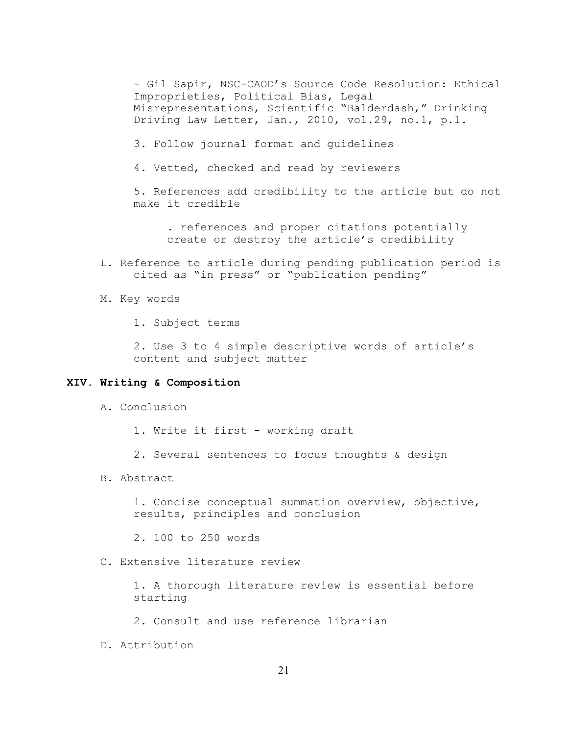- Gil Sapir, NSC-CAOD's Source Code Resolution: Ethical Improprieties, Political Bias, Legal Misrepresentations, Scientific "Balderdash," Drinking Driving Law Letter, Jan., 2010, vol.29, no.1, p.1.

3. Follow journal format and guidelines

4. Vetted, checked and read by reviewers

5. References add credibility to the article but do not make it credible

   . references and proper citations potentially create or destroy the article's credibility

L. Reference to article during pending publication period is cited as "in press" or "publication pending"

M. Key words

1. Subject terms

2. Use 3 to 4 simple descriptive words of article's content and subject matter

## XIV. Writing & Composition

A. Conclusion

1. Write it first - working draft

2. Several sentences to focus thoughts & design

B. Abstract

1. Concise conceptual summation overview, objective, results, principles and conclusion

2. 100 to 250 words

C. Extensive literature review

1. A thorough literature review is essential before starting

2. Consult and use reference librarian

D. Attribution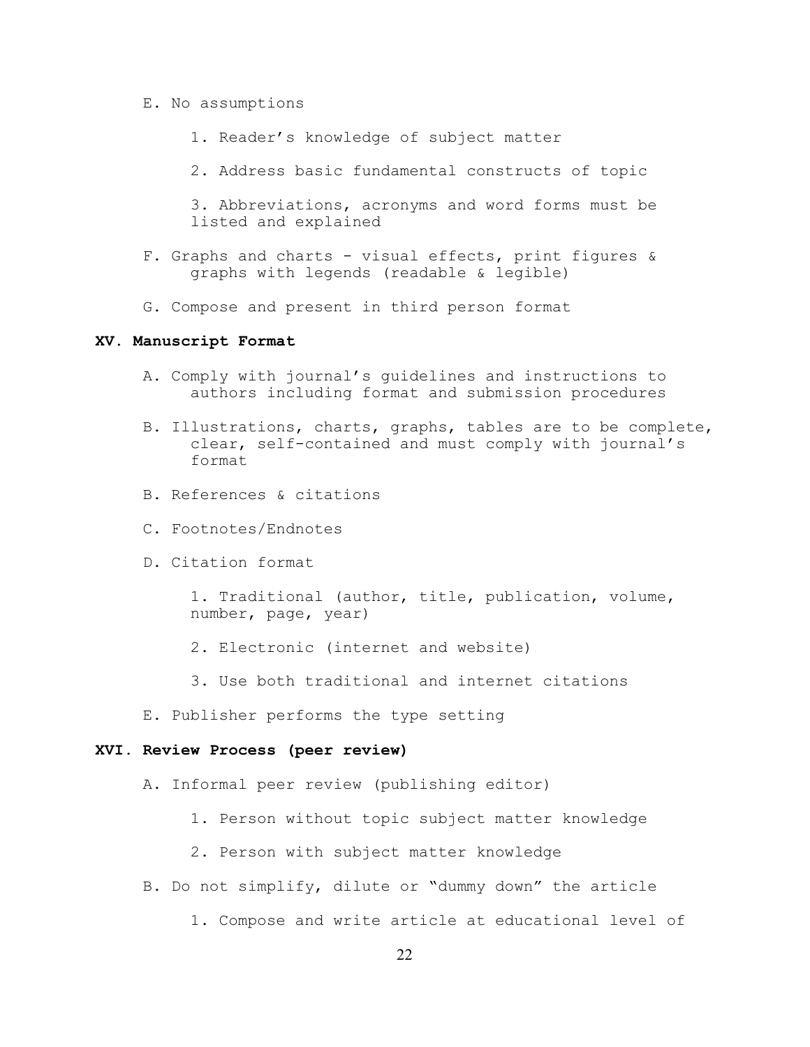E. No assumptions

1. Reader's knowledge of subject matter

2. Address basic fundamental constructs of topic

3. Abbreviations, acronyms and word forms must be listed and explained

F. Graphs and charts - visual effects, print figures & graphs with legends (readable & legible)

G. Compose and present in third person format

## XV. Manuscript Format

A. Comply with journal's guidelines and instructions to authors including format and submission procedures

B. Illustrations, charts, graphs, tables are to be complete, clear, self-contained and must comply with journal's format

B. References & citations

C. Footnotes/Endnotes

D. Citation format

1. Traditional (author, title, publication, volume, number, page, year)

2. Electronic (internet and website)

3. Use both traditional and internet citations

E. Publisher performs the type setting

## XVI. Review Process (peer review)

A. Informal peer review (publishing editor)

1. Person without topic subject matter knowledge

2. Person with subject matter knowledge

B. Do not simplify, dilute or "dummy down" the article

1. Compose and write article at educational level of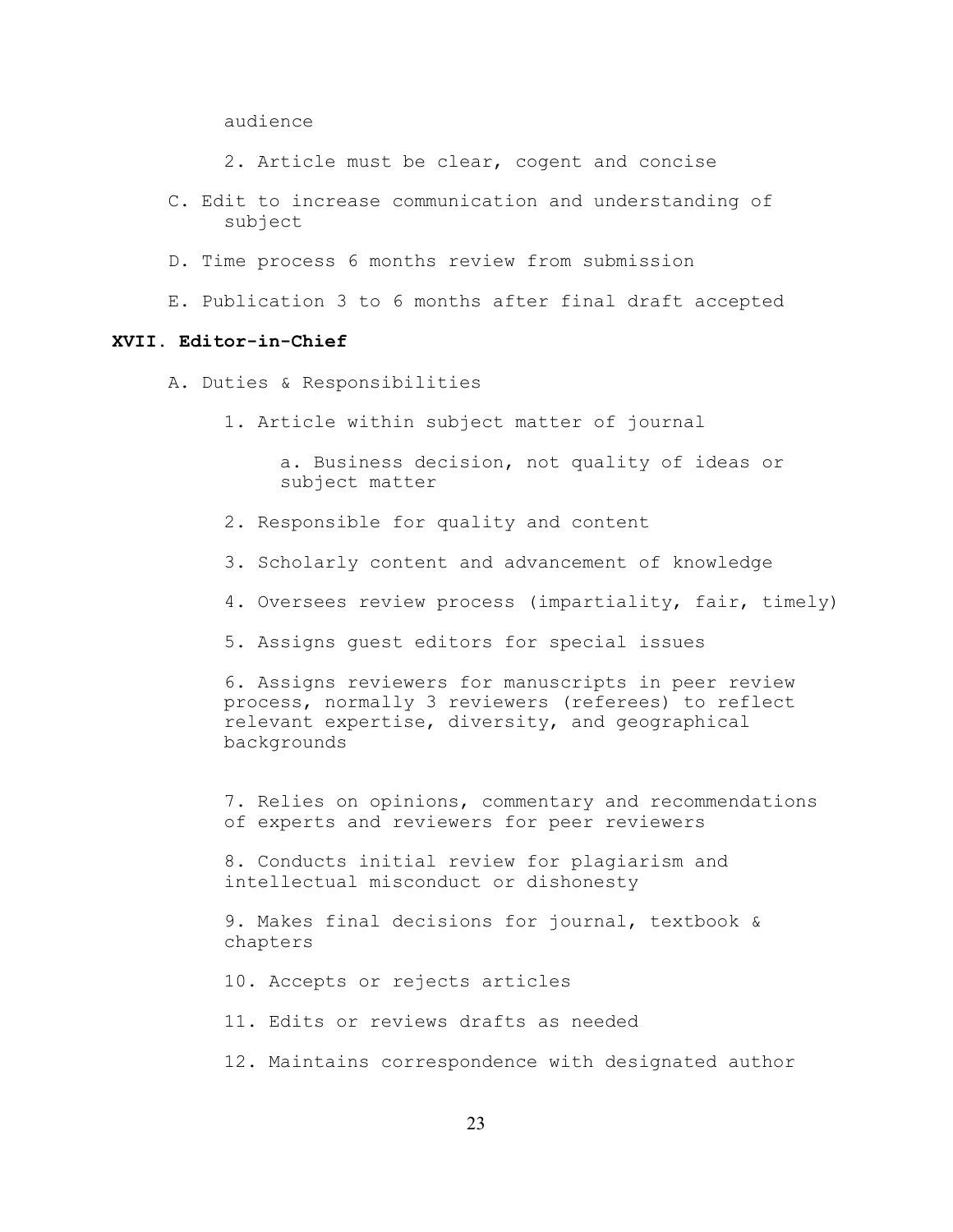audience

2. Article must be clear, cogent and concise

C. Edit to increase communication and understanding of subject

D. Time process 6 months review from submission

E. Publication 3 to 6 months after final draft accepted

## XVII. Editor-in-Chief

A. Duties & Responsibilities

1. Article within subject matter of journal

   a. Business decision, not quality of ideas or subject matter

2. Responsible for quality and content

3. Scholarly content and advancement of knowledge

4. Oversees review process (impartiality, fair, timely)

5. Assigns guest editors for special issues

6. Assigns reviewers for manuscripts in peer review process, normally 3 reviewers (referees) to reflect relevant expertise, diversity, and geographical backgrounds

7. Relies on opinions, commentary and recommendations of experts and reviewers for peer reviewers

8. Conducts initial review for plagiarism and intellectual misconduct or dishonesty

9. Makes final decisions for journal, textbook & chapters

10. Accepts or rejects articles

11. Edits or reviews drafts as needed

12. Maintains correspondence with designated author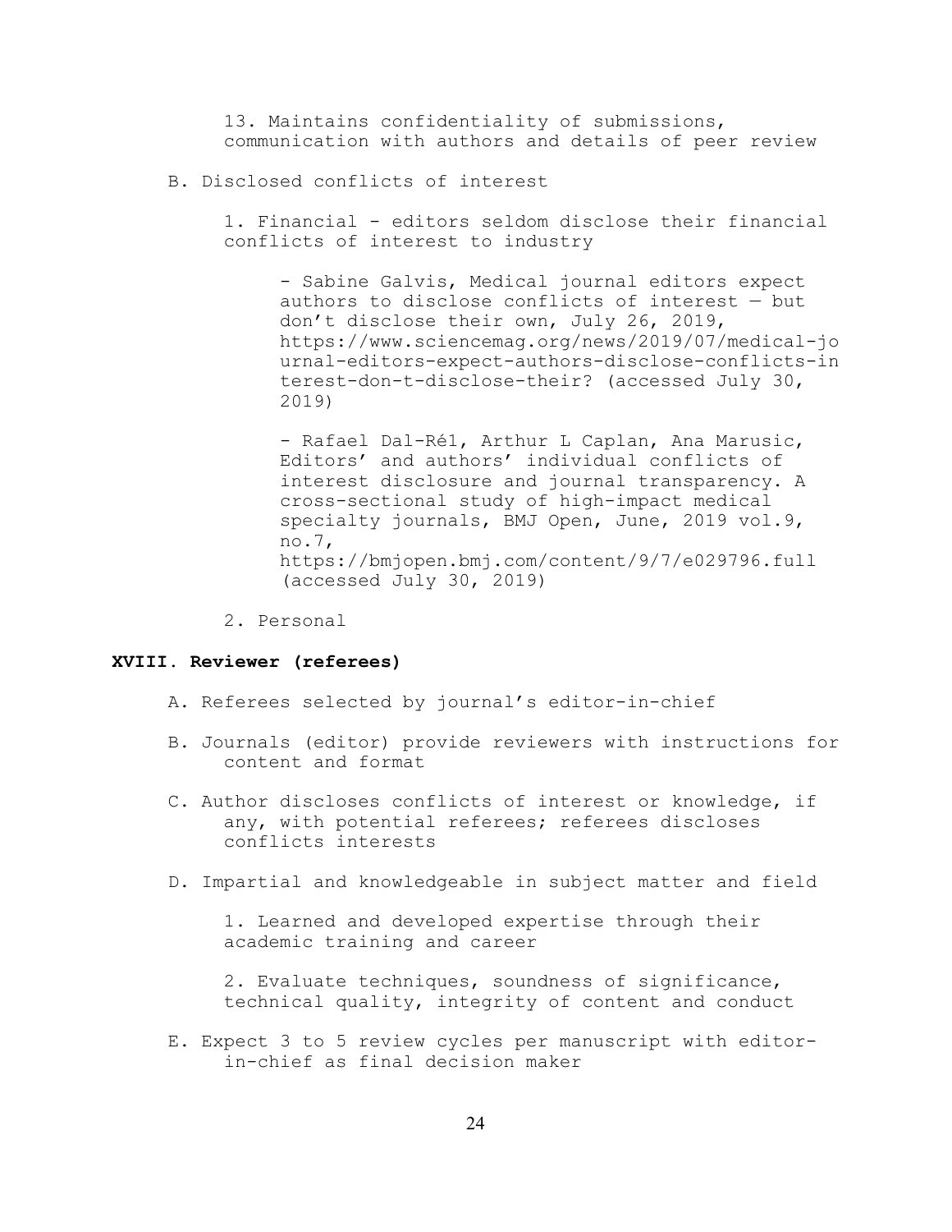13. Maintains confidentiality of submissions, communication with authors and details of peer review

B. Disclosed conflicts of interest

1. Financial - editors seldom disclose their financial conflicts of interest to industry

- Sabine Galvis, Medical journal editors expect authors to disclose conflicts of interest — but don't disclose their own, July 26, 2019, https://www.sciencemag.org/news/2019/07/medical-journal-editors-expect-authors-disclose-conflicts-interest-don-t-disclose-their? (accessed July 30, 2019)

- Rafael Dal-Ré1, Arthur L Caplan, Ana Marusic, Editors' and authors' individual conflicts of interest disclosure and journal transparency. A cross-sectional study of high-impact medical specialty journals, BMJ Open, June, 2019 vol.9, no.7, https://bmjopen.bmj.com/content/9/7/e029796.full (accessed July 30, 2019)

2. Personal

## XVIII. Reviewer (referees)

A. Referees selected by journal's editor-in-chief

B. Journals (editor) provide reviewers with instructions for content and format

C. Author discloses conflicts of interest or knowledge, if any, with potential referees; referees discloses conflicts interests

D. Impartial and knowledgeable in subject matter and field

1. Learned and developed expertise through their academic training and career

2. Evaluate techniques, soundness of significance, technical quality, integrity of content and conduct

E. Expect 3 to 5 review cycles per manuscript with editor-in-chief as final decision maker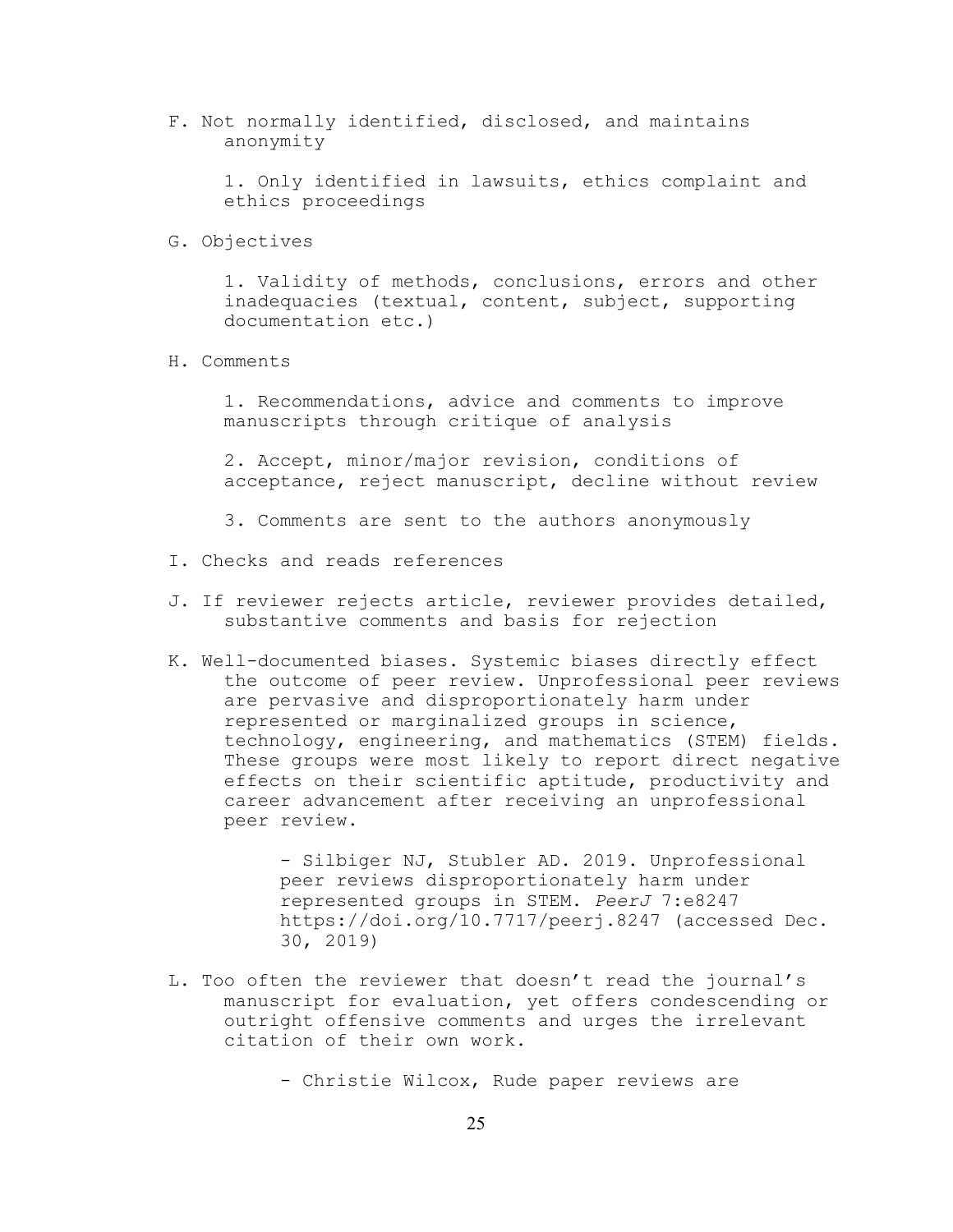F. Not normally identified, disclosed, and maintains anonymity

   1. Only identified in lawsuits, ethics complaint and ethics proceedings

G. Objectives

   1. Validity of methods, conclusions, errors and other inadequacies (textual, content, subject, supporting documentation etc.)

H. Comments

   1. Recommendations, advice and comments to improve manuscripts through critique of analysis

   2. Accept, minor/major revision, conditions of acceptance, reject manuscript, decline without review

   3. Comments are sent to the authors anonymously

I. Checks and reads references

J. If reviewer rejects article, reviewer provides detailed, substantive comments and basis for rejection

K. Well-documented biases. Systemic biases directly effect the outcome of peer review. Unprofessional peer reviews are pervasive and disproportionately harm under represented or marginalized groups in science, technology, engineering, and mathematics (STEM) fields. These groups were most likely to report direct negative effects on their scientific aptitude, productivity and career advancement after receiving an unprofessional peer review.

   - Silbiger NJ, Stubler AD. 2019. Unprofessional peer reviews disproportionately harm under represented groups in STEM. *PeerJ* 7:e8247 https://doi.org/10.7717/peerj.8247 (accessed Dec. 30, 2019)

L. Too often the reviewer that doesn't read the journal's manuscript for evaluation, yet offers condescending or outright offensive comments and urges the irrelevant citation of their own work.

   - Christie Wilcox, Rude paper reviews are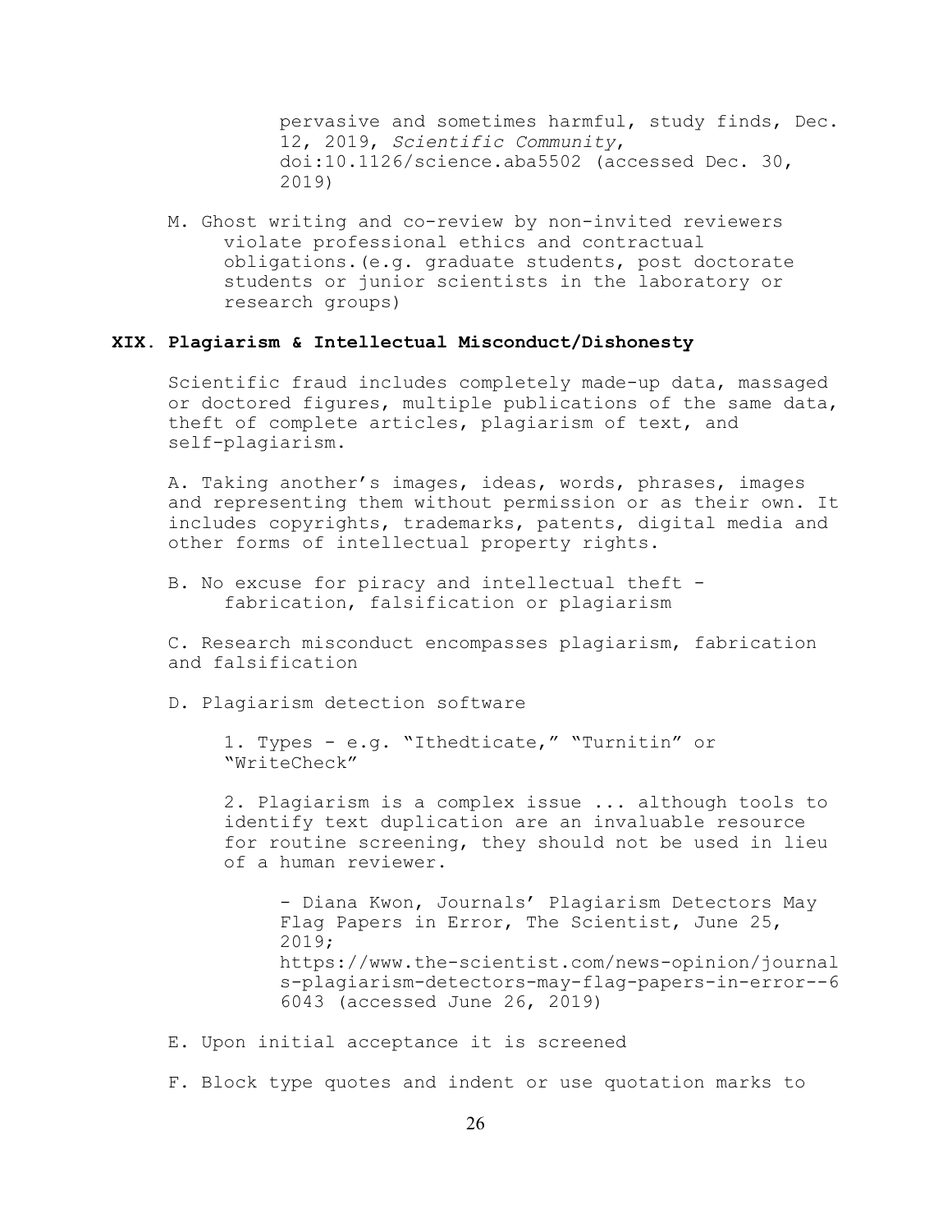pervasive and sometimes harmful, study finds, Dec. 12, 2019, *Scientific Community*, doi:10.1126/science.aba5502 (accessed Dec. 30, 2019)

M. Ghost writing and co-review by non-invited reviewers violate professional ethics and contractual obligations.(e.g. graduate students, post doctorate students or junior scientists in the laboratory or research groups)

## XIX. Plagiarism & Intellectual Misconduct/Dishonesty

Scientific fraud includes completely made-up data, massaged or doctored figures, multiple publications of the same data, theft of complete articles, plagiarism of text, and self-plagiarism.

A. Taking another's images, ideas, words, phrases, images and representing them without permission or as their own. It includes copyrights, trademarks, patents, digital media and other forms of intellectual property rights.

B. No excuse for piracy and intellectual theft - fabrication, falsification or plagiarism

C. Research misconduct encompasses plagiarism, fabrication and falsification

D. Plagiarism detection software

1. Types - e.g. "Ithedticate," "Turnitin" or "WriteCheck"

2. Plagiarism is a complex issue ... although tools to identify text duplication are an invaluable resource for routine screening, they should not be used in lieu of a human reviewer.

- Diana Kwon, Journals' Plagiarism Detectors May Flag Papers in Error, The Scientist, June 25, 2019; https://www.the-scientist.com/news-opinion/journals-plagiarism-detectors-may-flag-papers-in-error--66043 (accessed June 26, 2019)

E. Upon initial acceptance it is screened

F. Block type quotes and indent or use quotation marks to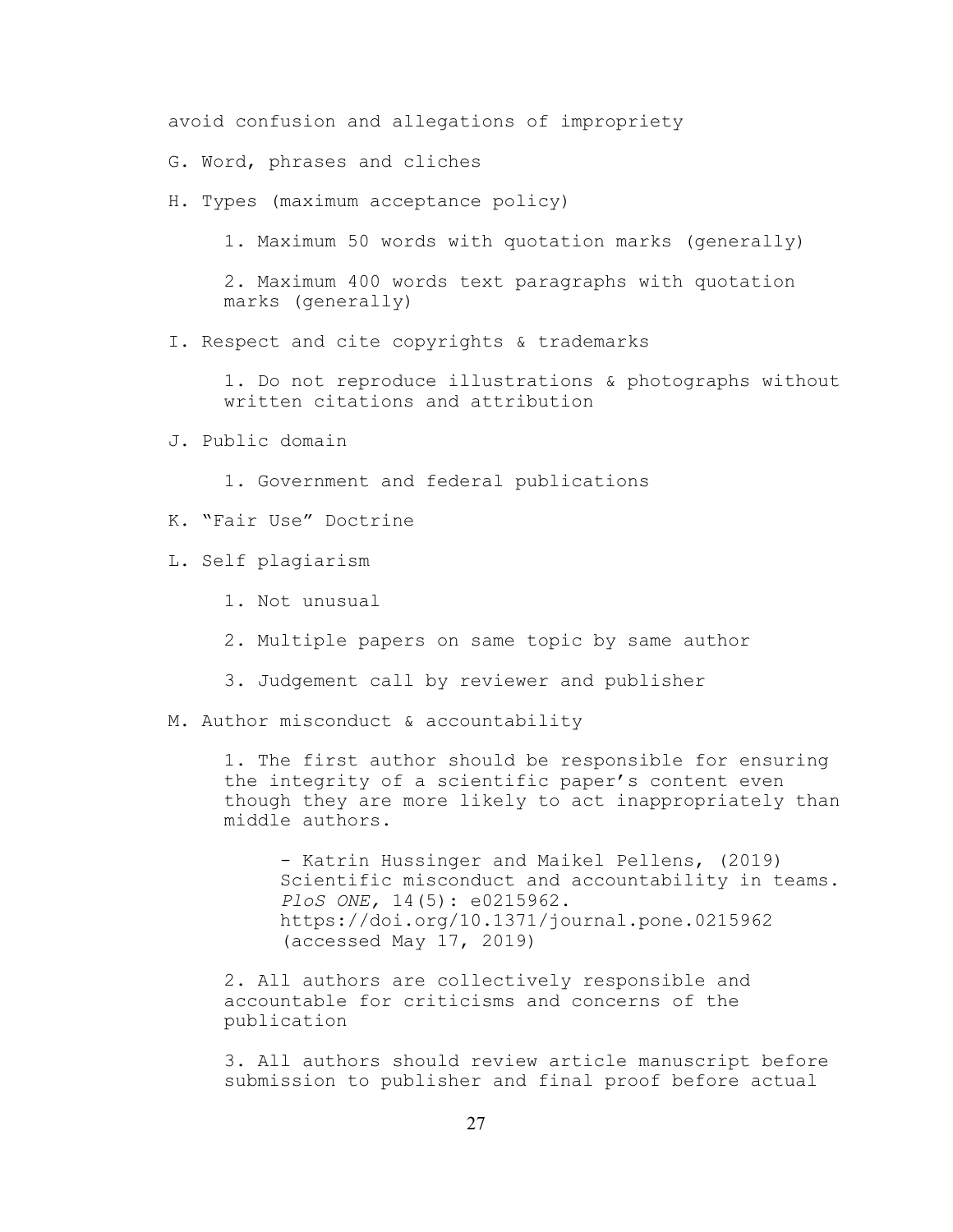avoid confusion and allegations of impropriety

G. Word, phrases and cliches

H. Types (maximum acceptance policy)

1. Maximum 50 words with quotation marks (generally)

2. Maximum 400 words text paragraphs with quotation marks (generally)

I. Respect and cite copyrights & trademarks

1. Do not reproduce illustrations & photographs without written citations and attribution

J. Public domain

1. Government and federal publications

K. "Fair Use" Doctrine

L. Self plagiarism

1. Not unusual

2. Multiple papers on same topic by same author

3. Judgement call by reviewer and publisher

M. Author misconduct & accountability

1. The first author should be responsible for ensuring the integrity of a scientific paper's content even though they are more likely to act inappropriately than middle authors.

- Katrin Hussinger and Maikel Pellens, (2019) Scientific misconduct and accountability in teams. *PloS ONE,* 14(5): e0215962. https://doi.org/10.1371/journal.pone.0215962 (accessed May 17, 2019)

2. All authors are collectively responsible and accountable for criticisms and concerns of the publication

3. All authors should review article manuscript before submission to publisher and final proof before actual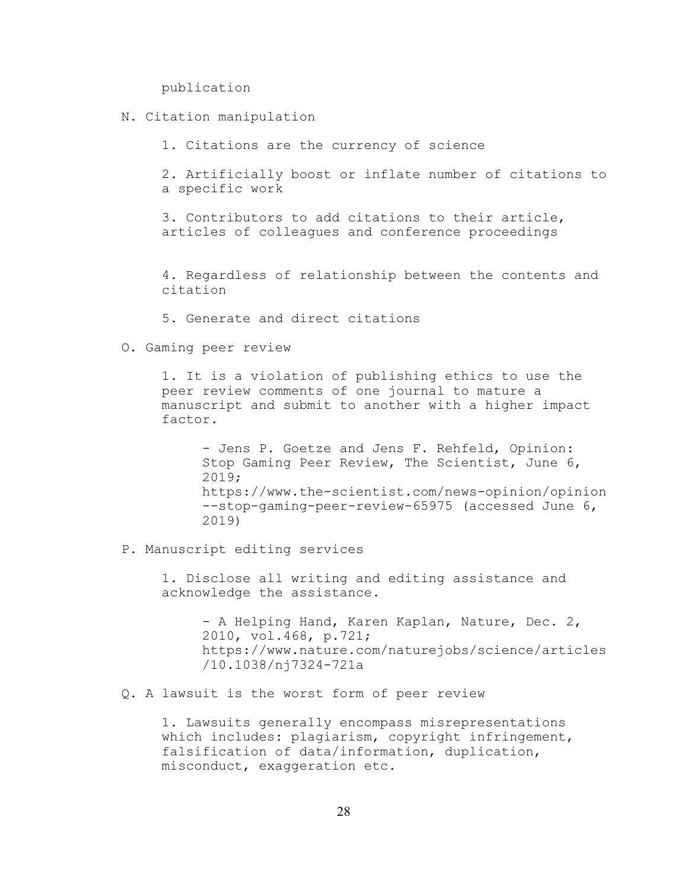publication

N. Citation manipulation

   1. Citations are the currency of science

   2. Artificially boost or inflate number of citations to a specific work

   3. Contributors to add citations to their article, articles of colleagues and conference proceedings

   4. Regardless of relationship between the contents and citation

   5. Generate and direct citations

O. Gaming peer review

   1. It is a violation of publishing ethics to use the peer review comments of one journal to mature a manuscript and submit to another with a higher impact factor.

      - Jens P. Goetze and Jens F. Rehfeld, Opinion: Stop Gaming Peer Review, The Scientist, June 6, 2019; https://www.the-scientist.com/news-opinion/opinion--stop-gaming-peer-review-65975 (accessed June 6, 2019)

P. Manuscript editing services

   1. Disclose all writing and editing assistance and acknowledge the assistance.

      - A Helping Hand, Karen Kaplan, Nature, Dec. 2, 2010, vol.468, p.721; https://www.nature.com/naturejobs/science/articles/10.1038/nj7324-721a

Q. A lawsuit is the worst form of peer review

   1. Lawsuits generally encompass misrepresentations which includes: plagiarism, copyright infringement, falsification of data/information, duplication, misconduct, exaggeration etc.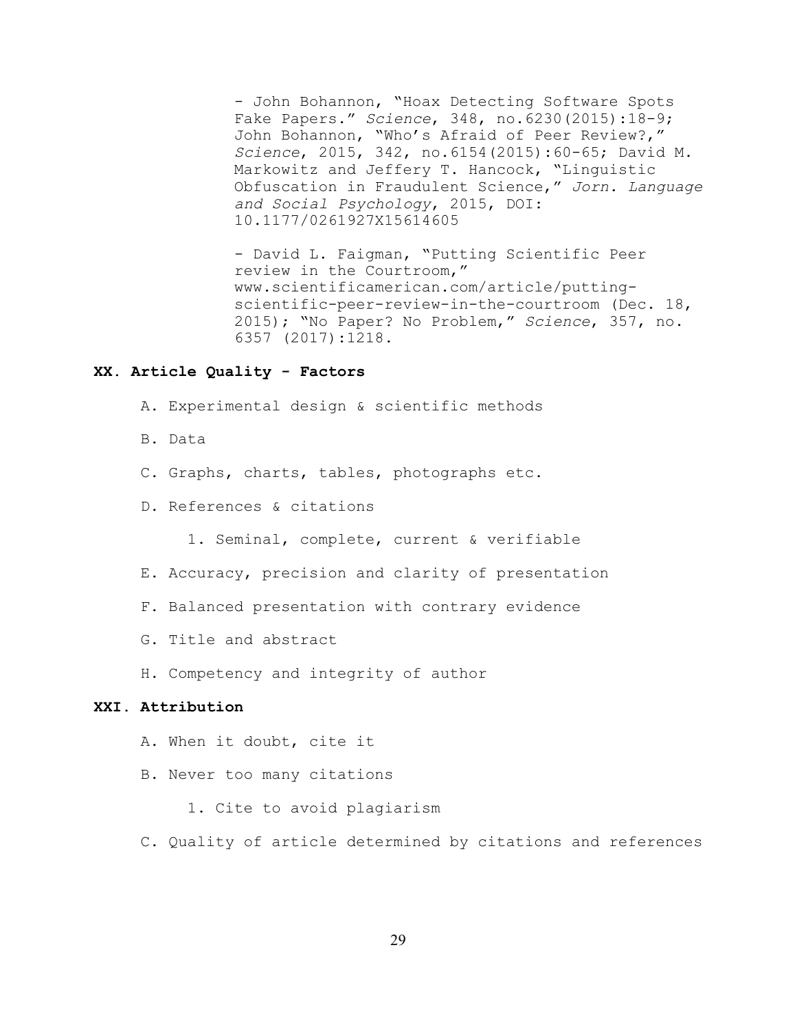- John Bohannon, "Hoax Detecting Software Spots Fake Papers." *Science*, 348, no.6230(2015):18-9; John Bohannon, "Who's Afraid of Peer Review?," *Science*, 2015, 342, no.6154(2015):60-65; David M. Markowitz and Jeffery T. Hancock, "Linguistic Obfuscation in Fraudulent Science," *Jorn. Language and Social Psychology*, 2015, DOI: 10.1177/0261927X15614605

- David L. Faigman, "Putting Scientific Peer review in the Courtroom," www.scientificamerican.com/article/putting-scientific-peer-review-in-the-courtroom (Dec. 18, 2015); "No Paper? No Problem," *Science*, 357, no. 6357 (2017):1218.

## XX. Article Quality - Factors

A. Experimental design & scientific methods

B. Data

C. Graphs, charts, tables, photographs etc.

D. References & citations

   1. Seminal, complete, current & verifiable

E. Accuracy, precision and clarity of presentation

F. Balanced presentation with contrary evidence

G. Title and abstract

H. Competency and integrity of author

## XXI. Attribution

A. When it doubt, cite it

B. Never too many citations

   1. Cite to avoid plagiarism

C. Quality of article determined by citations and references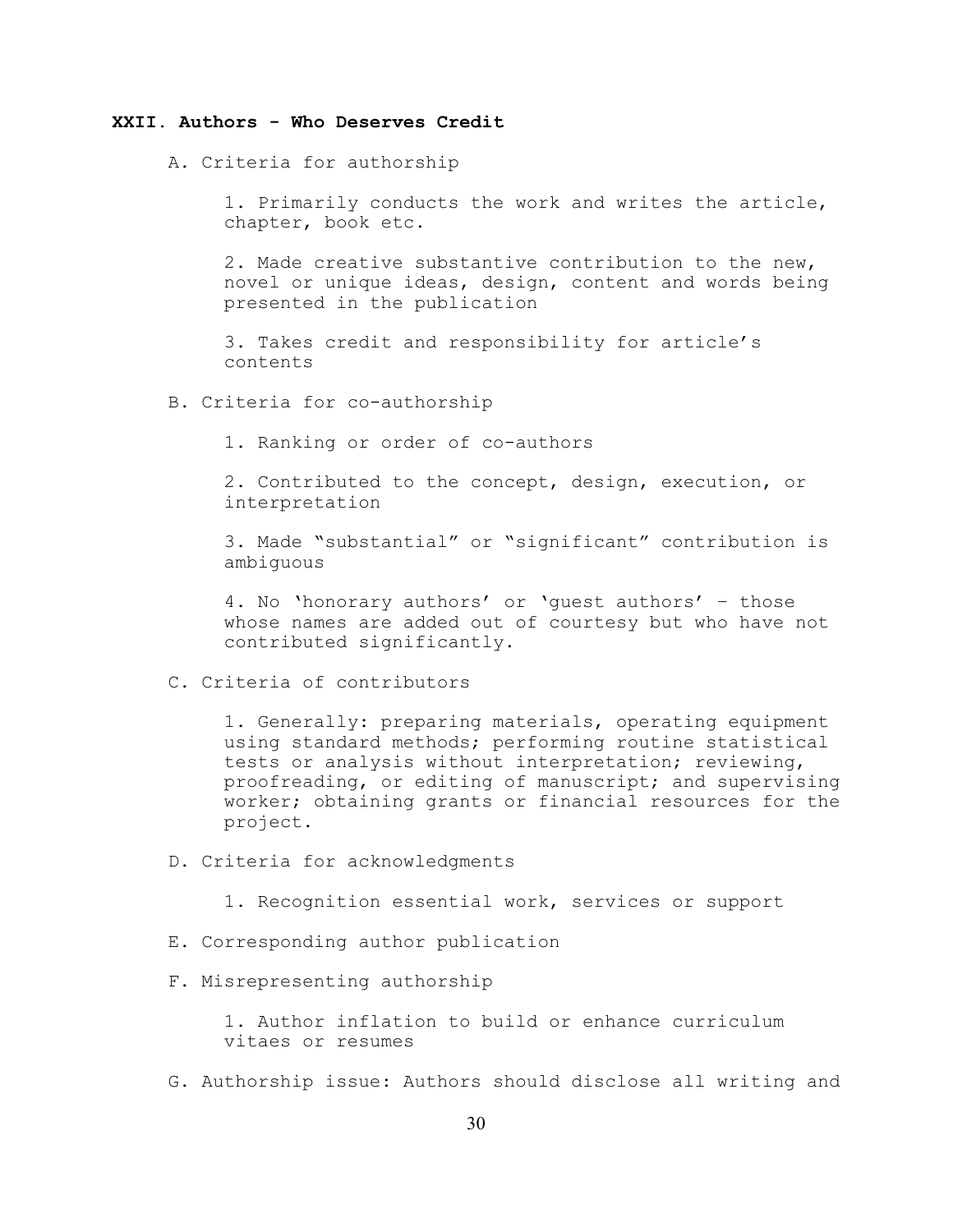## XXII. Authors - Who Deserves Credit

A. Criteria for authorship

1. Primarily conducts the work and writes the article, chapter, book etc.

2. Made creative substantive contribution to the new, novel or unique ideas, design, content and words being presented in the publication

3. Takes credit and responsibility for article's contents

B. Criteria for co-authorship

1. Ranking or order of co-authors

2. Contributed to the concept, design, execution, or interpretation

3. Made "substantial" or "significant" contribution is ambiguous

4. No 'honorary authors' or 'guest authors' – those whose names are added out of courtesy but who have not contributed significantly.

C. Criteria of contributors

1. Generally: preparing materials, operating equipment using standard methods; performing routine statistical tests or analysis without interpretation; reviewing, proofreading, or editing of manuscript; and supervising worker; obtaining grants or financial resources for the project.

D. Criteria for acknowledgments

1. Recognition essential work, services or support

E. Corresponding author publication

F. Misrepresenting authorship

1. Author inflation to build or enhance curriculum vitaes or resumes

G. Authorship issue: Authors should disclose all writing and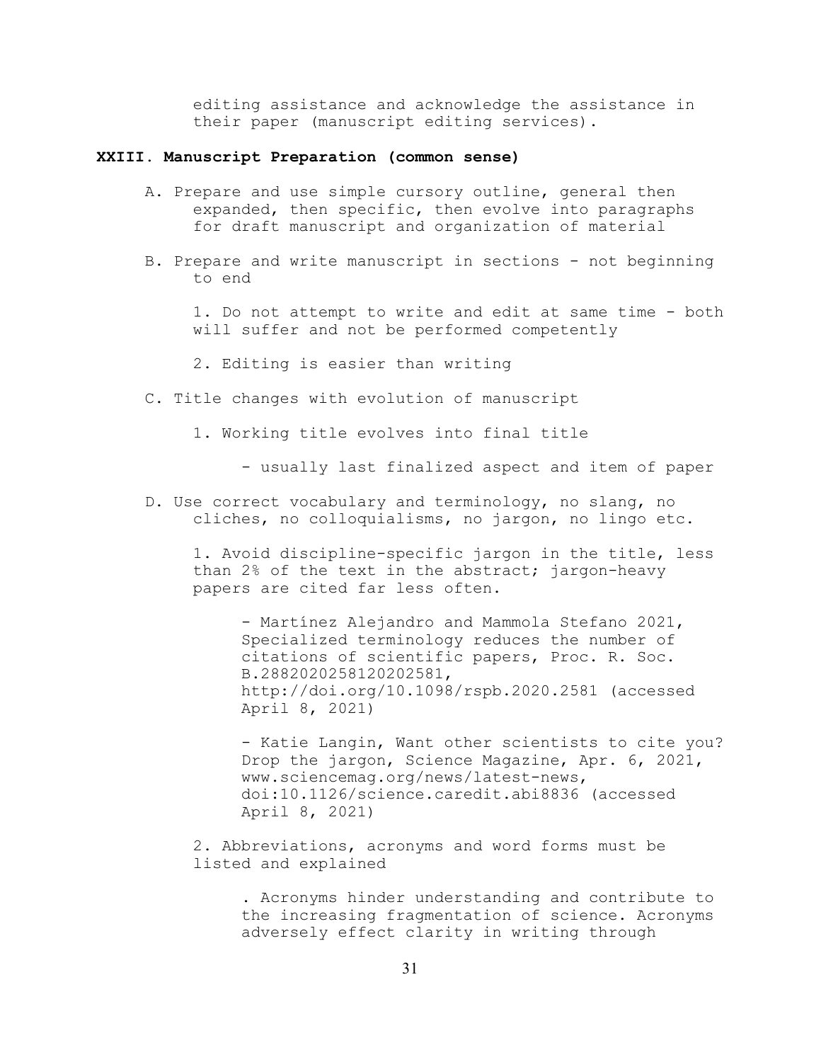editing assistance and acknowledge the assistance in their paper (manuscript editing services).

## XXIII. Manuscript Preparation (common sense)

A. Prepare and use simple cursory outline, general then expanded, then specific, then evolve into paragraphs for draft manuscript and organization of material

B. Prepare and write manuscript in sections - not beginning to end

1. Do not attempt to write and edit at same time - both will suffer and not be performed competently

2. Editing is easier than writing

C. Title changes with evolution of manuscript

1. Working title evolves into final title

- usually last finalized aspect and item of paper

D. Use correct vocabulary and terminology, no slang, no cliches, no colloquialisms, no jargon, no lingo etc.

1. Avoid discipline-specific jargon in the title, less than 2% of the text in the abstract; jargon-heavy papers are cited far less often.

- Martínez Alejandro and Mammola Stefano 2021, Specialized terminology reduces the number of citations of scientific papers, Proc. R. Soc. B.2882020258120202581, http://doi.org/10.1098/rspb.2020.2581 (accessed April 8, 2021)

- Katie Langin, Want other scientists to cite you? Drop the jargon, Science Magazine, Apr. 6, 2021, www.sciencemag.org/news/latest-news, doi:10.1126/science.caredit.abi8836 (accessed April 8, 2021)

2. Abbreviations, acronyms and word forms must be listed and explained

. Acronyms hinder understanding and contribute to the increasing fragmentation of science. Acronyms adversely effect clarity in writing through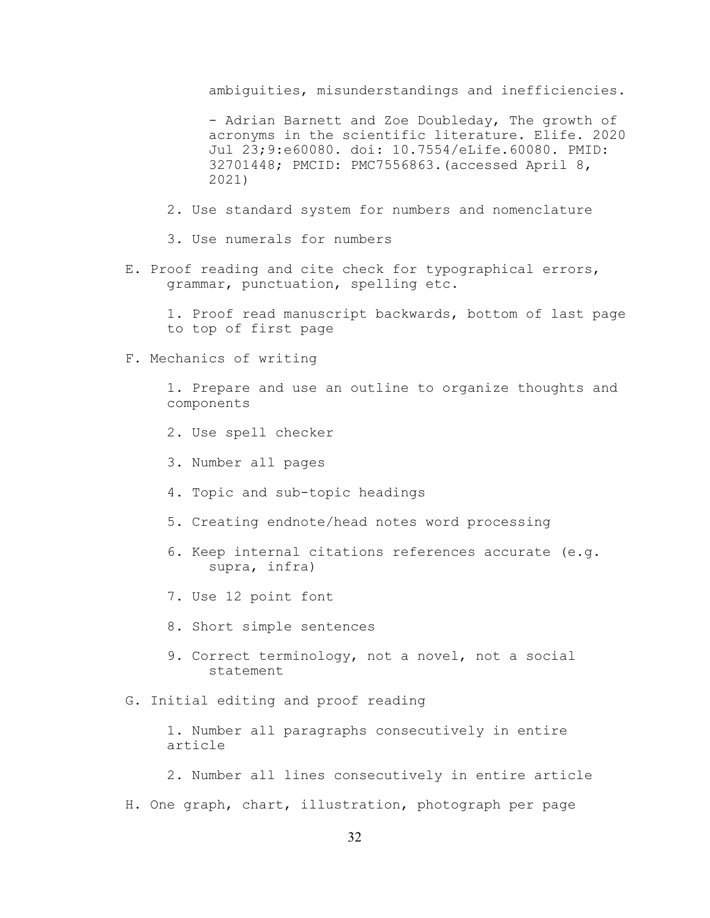ambiguities, misunderstandings and inefficiencies.

- Adrian Barnett and Zoe Doubleday, The growth of acronyms in the scientific literature. Elife. 2020 Jul 23;9:e60080. doi: 10.7554/eLife.60080. PMID: 32701448; PMCID: PMC7556863.(accessed April 8, 2021)

2. Use standard system for numbers and nomenclature

3. Use numerals for numbers

E. Proof reading and cite check for typographical errors, grammar, punctuation, spelling etc.

1. Proof read manuscript backwards, bottom of last page to top of first page

F. Mechanics of writing

1. Prepare and use an outline to organize thoughts and components

2. Use spell checker

3. Number all pages

4. Topic and sub-topic headings

5. Creating endnote/head notes word processing

6. Keep internal citations references accurate (e.g. supra, infra)

7. Use 12 point font

8. Short simple sentences

9. Correct terminology, not a novel, not a social statement

G. Initial editing and proof reading

1. Number all paragraphs consecutively in entire article

2. Number all lines consecutively in entire article

H. One graph, chart, illustration, photograph per page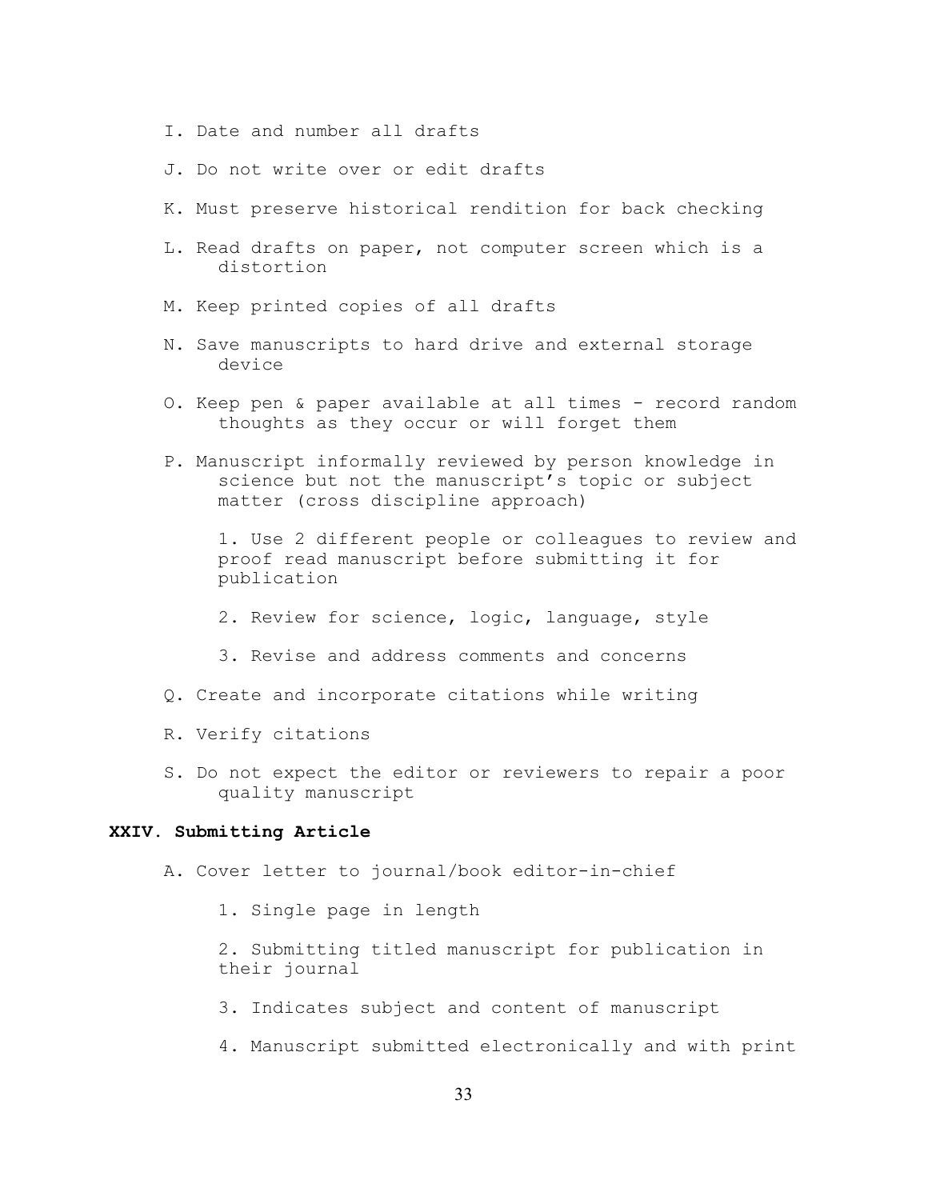I. Date and number all drafts

J. Do not write over or edit drafts

K. Must preserve historical rendition for back checking

L. Read drafts on paper, not computer screen which is a distortion

M. Keep printed copies of all drafts

N. Save manuscripts to hard drive and external storage device

O. Keep pen & paper available at all times - record random thoughts as they occur or will forget them

P. Manuscript informally reviewed by person knowledge in science but not the manuscript's topic or subject matter (cross discipline approach)

   1. Use 2 different people or colleagues to review and proof read manuscript before submitting it for publication

   2. Review for science, logic, language, style

   3. Revise and address comments and concerns

Q. Create and incorporate citations while writing

R. Verify citations

S. Do not expect the editor or reviewers to repair a poor quality manuscript

## XXIV. Submitting Article

A. Cover letter to journal/book editor-in-chief

   1. Single page in length

   2. Submitting titled manuscript for publication in their journal

   3. Indicates subject and content of manuscript

   4. Manuscript submitted electronically and with print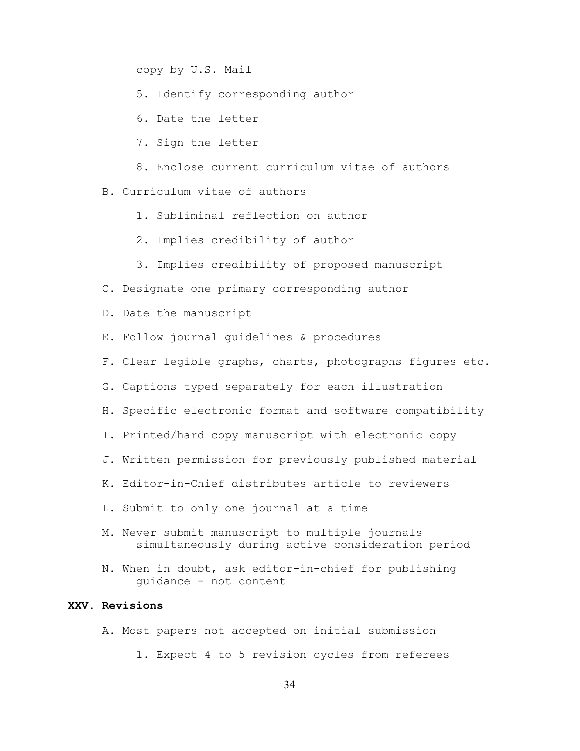copy by U.S. Mail

5. Identify corresponding author
6. Date the letter
7. Sign the letter
8. Enclose current curriculum vitae of authors

B. Curriculum vitae of authors

1. Subliminal reflection on author
2. Implies credibility of author
3. Implies credibility of proposed manuscript

C. Designate one primary corresponding author

D. Date the manuscript

E. Follow journal guidelines & procedures

F. Clear legible graphs, charts, photographs figures etc.

G. Captions typed separately for each illustration

H. Specific electronic format and software compatibility

I. Printed/hard copy manuscript with electronic copy

J. Written permission for previously published material

K. Editor-in-Chief distributes article to reviewers

L. Submit to only one journal at a time

M. Never submit manuscript to multiple journals simultaneously during active consideration period

N. When in doubt, ask editor-in-chief for publishing guidance - not content

**XXV. Revisions**

A. Most papers not accepted on initial submission

1. Expect 4 to 5 revision cycles from referees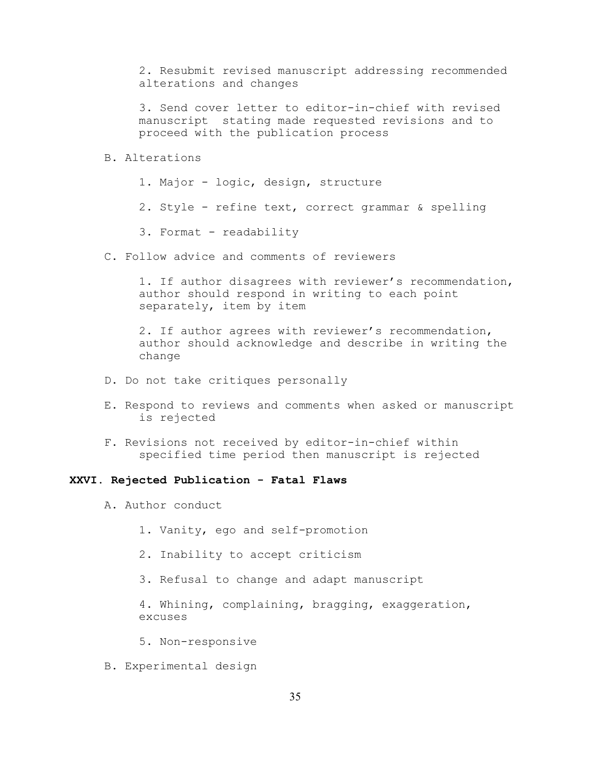2. Resubmit revised manuscript addressing recommended alterations and changes

3. Send cover letter to editor-in-chief with revised manuscript stating made requested revisions and to proceed with the publication process

B. Alterations

1. Major - logic, design, structure

2. Style - refine text, correct grammar & spelling

3. Format - readability

C. Follow advice and comments of reviewers

1. If author disagrees with reviewer's recommendation, author should respond in writing to each point separately, item by item

2. If author agrees with reviewer's recommendation, author should acknowledge and describe in writing the change

D. Do not take critiques personally

E. Respond to reviews and comments when asked or manuscript is rejected

F. Revisions not received by editor-in-chief within specified time period then manuscript is rejected

## XXVI. Rejected Publication - Fatal Flaws

A. Author conduct

1. Vanity, ego and self-promotion

2. Inability to accept criticism

3. Refusal to change and adapt manuscript

4. Whining, complaining, bragging, exaggeration, excuses

5. Non-responsive

B. Experimental design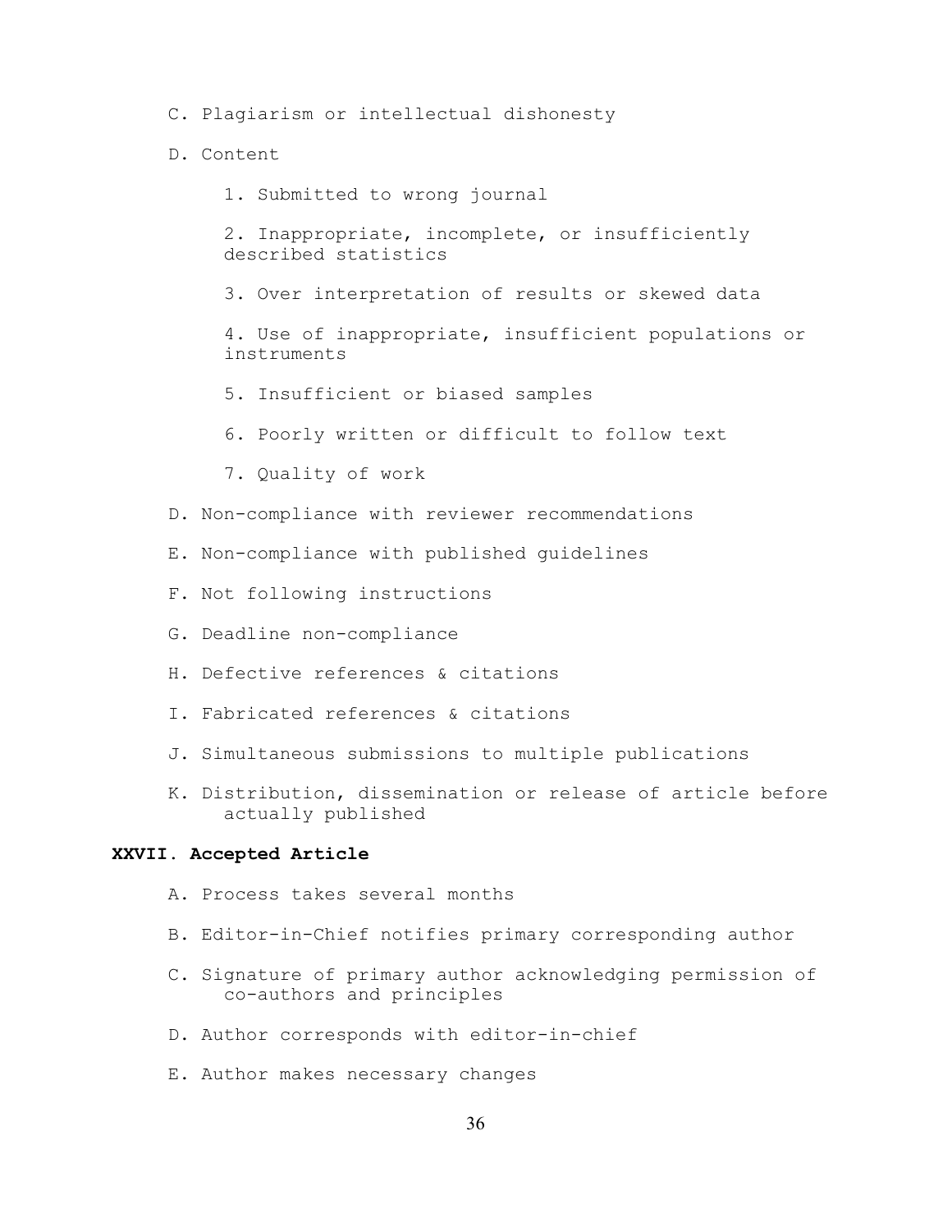C. Plagiarism or intellectual dishonesty

D. Content

   1. Submitted to wrong journal

   2. Inappropriate, incomplete, or insufficiently described statistics

   3. Over interpretation of results or skewed data

   4. Use of inappropriate, insufficient populations or instruments

   5. Insufficient or biased samples

   6. Poorly written or difficult to follow text

   7. Quality of work

D. Non-compliance with reviewer recommendations

E. Non-compliance with published guidelines

F. Not following instructions

G. Deadline non-compliance

H. Defective references & citations

I. Fabricated references & citations

J. Simultaneous submissions to multiple publications

K. Distribution, dissemination or release of article before actually published

## XXVII. Accepted Article

A. Process takes several months

B. Editor-in-Chief notifies primary corresponding author

C. Signature of primary author acknowledging permission of co-authors and principles

D. Author corresponds with editor-in-chief

E. Author makes necessary changes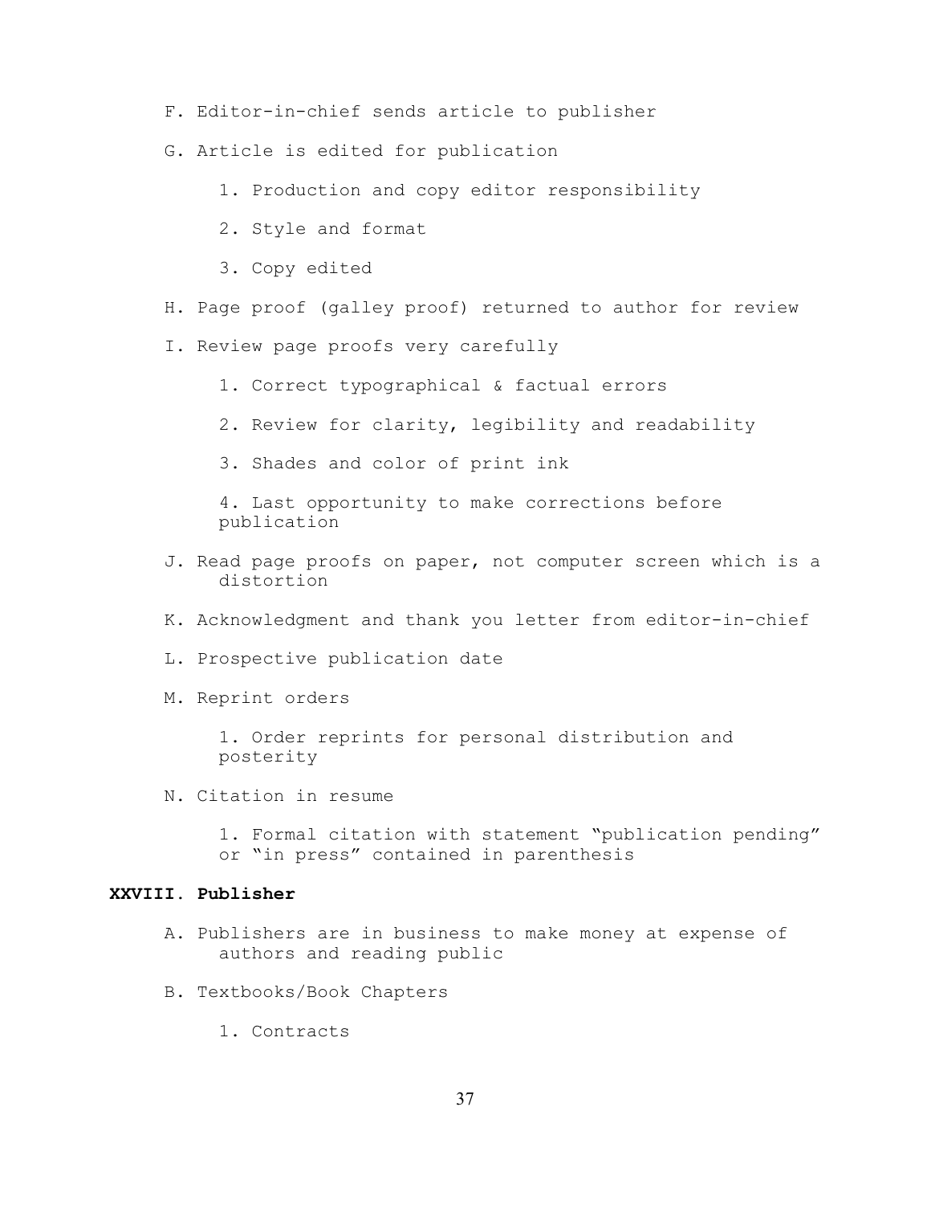F. Editor-in-chief sends article to publisher

G. Article is edited for publication

   1. Production and copy editor responsibility

   2. Style and format

   3. Copy edited

H. Page proof (galley proof) returned to author for review

I. Review page proofs very carefully

   1. Correct typographical & factual errors

   2. Review for clarity, legibility and readability

   3. Shades and color of print ink

   4. Last opportunity to make corrections before publication

J. Read page proofs on paper, not computer screen which is a distortion

K. Acknowledgment and thank you letter from editor-in-chief

L. Prospective publication date

M. Reprint orders

   1. Order reprints for personal distribution and posterity

N. Citation in resume

   1. Formal citation with statement "publication pending" or "in press" contained in parenthesis

## XXVIII. Publisher

A. Publishers are in business to make money at expense of authors and reading public

B. Textbooks/Book Chapters

   1. Contracts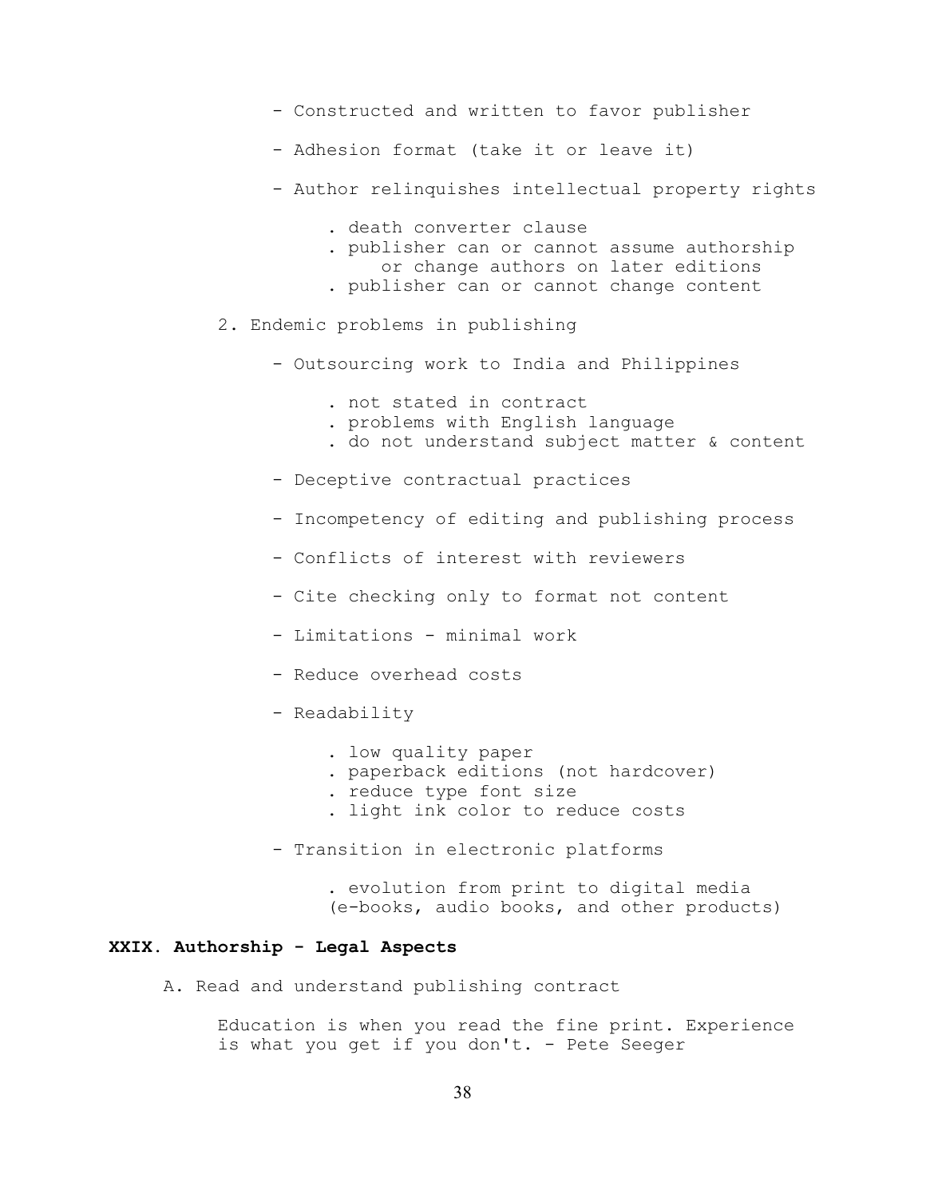- Constructed and written to favor publisher

- Adhesion format (take it or leave it)

- Author relinquishes intellectual property rights

    . death converter clause
    . publisher can or cannot assume authorship or change authors on later editions
    . publisher can or cannot change content

2. Endemic problems in publishing

    - Outsourcing work to India and Philippines

        . not stated in contract
        . problems with English language
        . do not understand subject matter & content

    - Deceptive contractual practices

    - Incompetency of editing and publishing process

    - Conflicts of interest with reviewers

    - Cite checking only to format not content

    - Limitations - minimal work

    - Reduce overhead costs

    - Readability

        . low quality paper
        . paperback editions (not hardcover)
        . reduce type font size
        . light ink color to reduce costs

    - Transition in electronic platforms

        . evolution from print to digital media (e-books, audio books, and other products)

## XXIX. Authorship - Legal Aspects

A. Read and understand publishing contract

Education is when you read the fine print. Experience is what you get if you don't. - Pete Seeger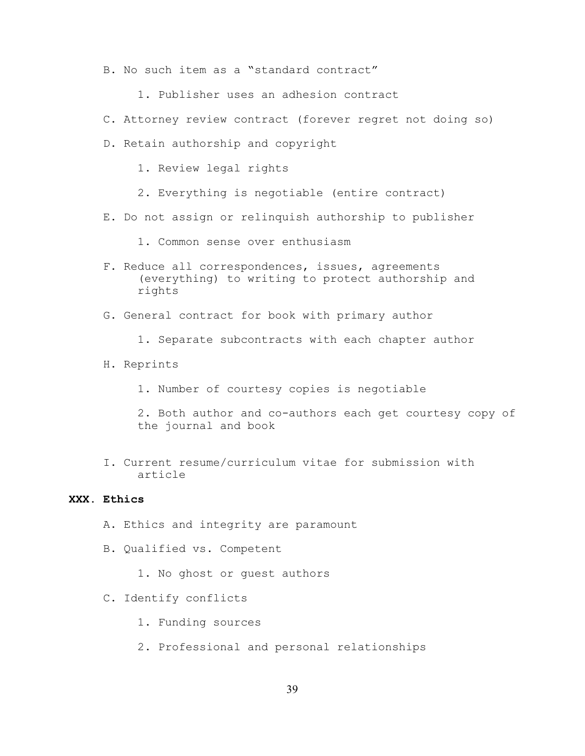B. No such item as a "standard contract"

  1. Publisher uses an adhesion contract

C. Attorney review contract (forever regret not doing so)

D. Retain authorship and copyright

  1. Review legal rights

  2. Everything is negotiable (entire contract)

E. Do not assign or relinquish authorship to publisher

  1. Common sense over enthusiasm

F. Reduce all correspondences, issues, agreements (everything) to writing to protect authorship and rights

G. General contract for book with primary author

  1. Separate subcontracts with each chapter author

H. Reprints

  1. Number of courtesy copies is negotiable

  2. Both author and co-authors each get courtesy copy of the journal and book

I. Current resume/curriculum vitae for submission with article

**XXX. Ethics**

A. Ethics and integrity are paramount

B. Qualified vs. Competent

  1. No ghost or guest authors

C. Identify conflicts

  1. Funding sources

  2. Professional and personal relationships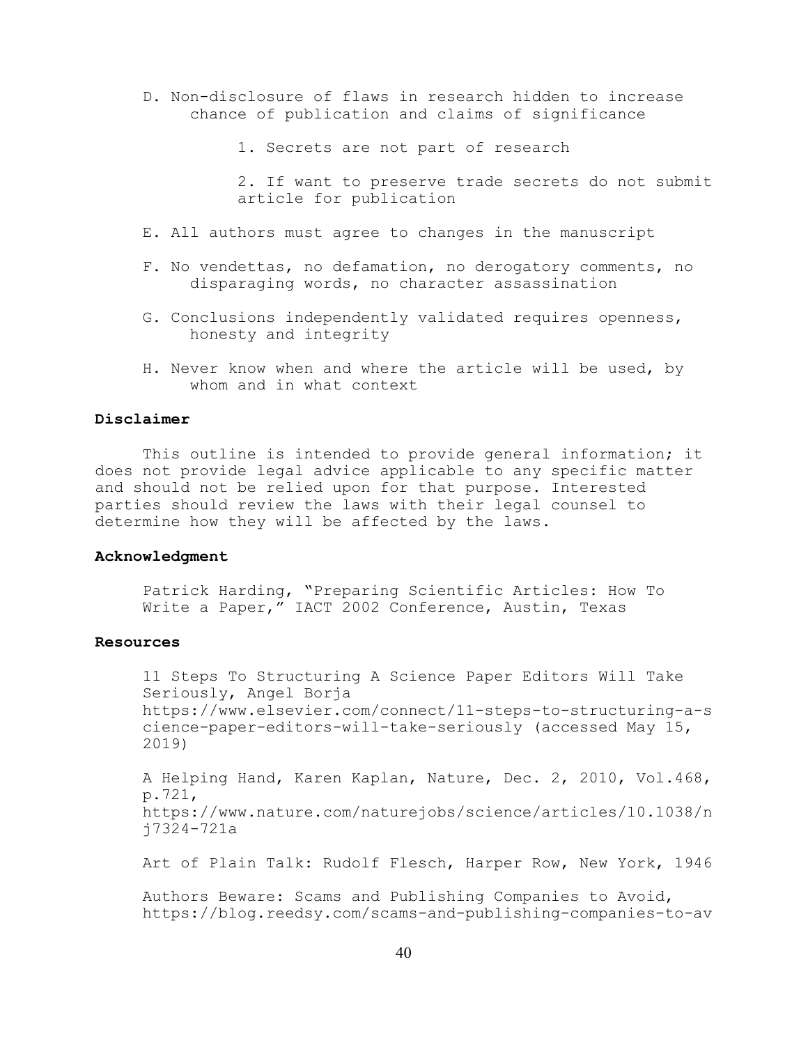D. Non-disclosure of flaws in research hidden to increase chance of publication and claims of significance

   1. Secrets are not part of research

   2. If want to preserve trade secrets do not submit article for publication

E. All authors must agree to changes in the manuscript

F. No vendettas, no defamation, no derogatory comments, no disparaging words, no character assassination

G. Conclusions independently validated requires openness, honesty and integrity

H. Never know when and where the article will be used, by whom and in what context

**Disclaimer**

This outline is intended to provide general information; it does not provide legal advice applicable to any specific matter and should not be relied upon for that purpose. Interested parties should review the laws with their legal counsel to determine how they will be affected by the laws.

**Acknowledgment**

Patrick Harding, "Preparing Scientific Articles: How To Write a Paper," IACT 2002 Conference, Austin, Texas

**Resources**

11 Steps To Structuring A Science Paper Editors Will Take Seriously, Angel Borja https://www.elsevier.com/connect/11-steps-to-structuring-a-science-paper-editors-will-take-seriously (accessed May 15, 2019)

A Helping Hand, Karen Kaplan, Nature, Dec. 2, 2010, Vol.468, p.721, https://www.nature.com/naturejobs/science/articles/10.1038/nj7324-721a

Art of Plain Talk: Rudolf Flesch, Harper Row, New York, 1946

Authors Beware: Scams and Publishing Companies to Avoid, https://blog.reedsy.com/scams-and-publishing-companies-to-av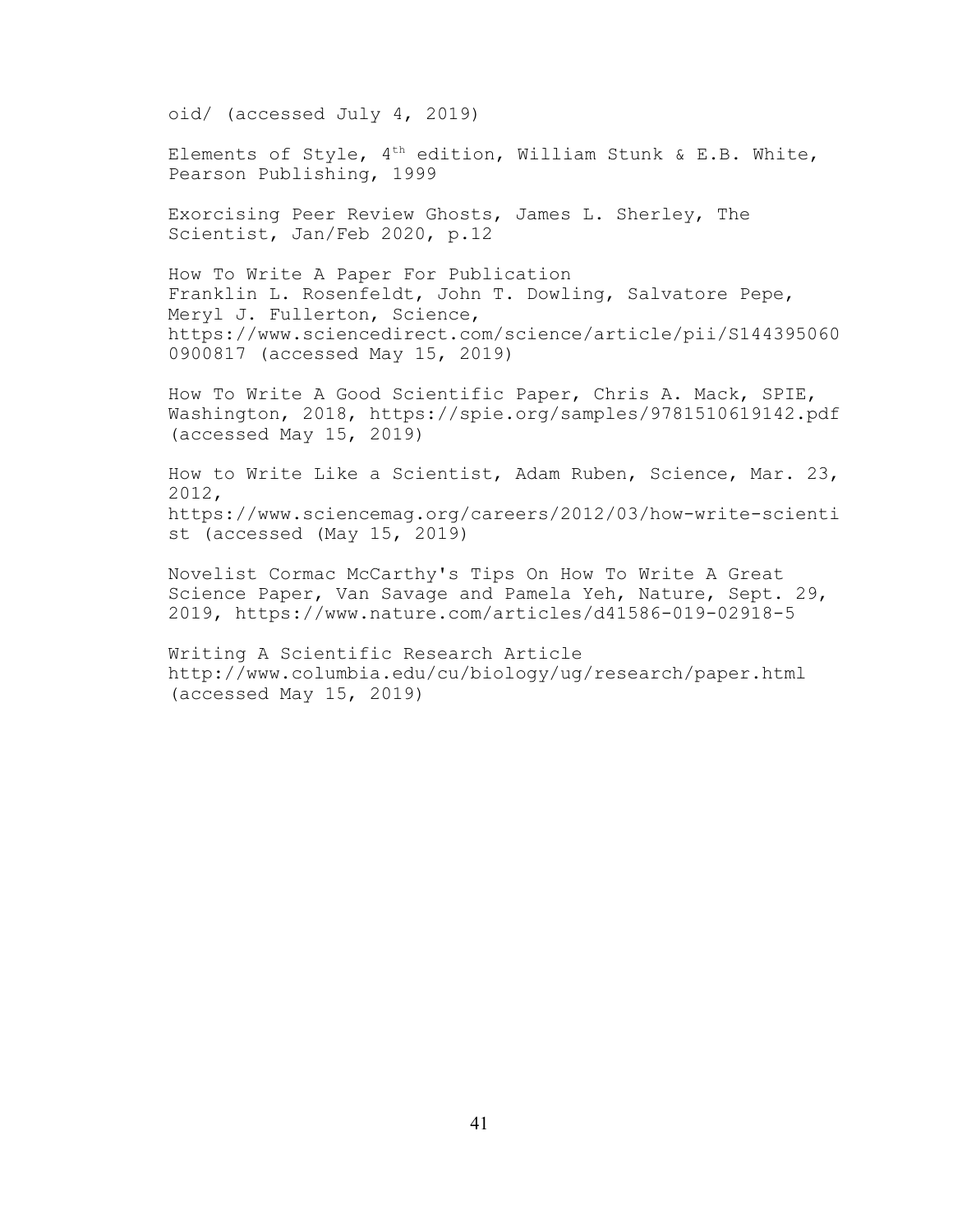oid/ (accessed July 4, 2019)

Elements of Style, 4th edition, William Stunk & E.B. White, Pearson Publishing, 1999

Exorcising Peer Review Ghosts, James L. Sherley, The Scientist, Jan/Feb 2020, p.12

How To Write A Paper For Publication
Franklin L. Rosenfeldt, John T. Dowling, Salvatore Pepe, Meryl J. Fullerton, Science, https://www.sciencedirect.com/science/article/pii/S1443950600900817 (accessed May 15, 2019)

How To Write A Good Scientific Paper, Chris A. Mack, SPIE, Washington, 2018, https://spie.org/samples/9781510619142.pdf (accessed May 15, 2019)

How to Write Like a Scientist, Adam Ruben, Science, Mar. 23, 2012, https://www.sciencemag.org/careers/2012/03/how-write-scientist (accessed (May 15, 2019)

Novelist Cormac McCarthy's Tips On How To Write A Great Science Paper, Van Savage and Pamela Yeh, Nature, Sept. 29, 2019, https://www.nature.com/articles/d41586-019-02918-5

Writing A Scientific Research Article
http://www.columbia.edu/cu/biology/ug/research/paper.html (accessed May 15, 2019)